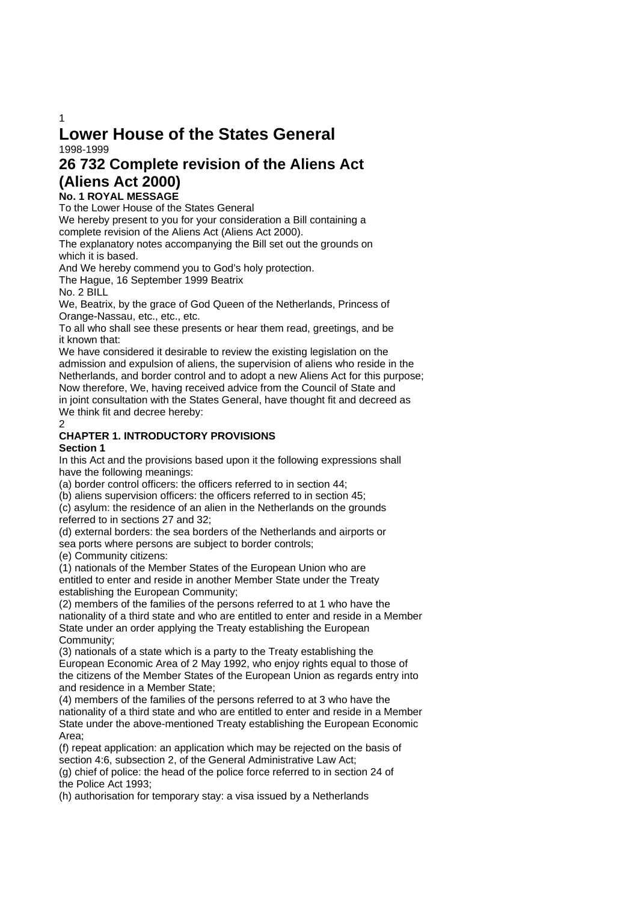# Lower House of the States General

1998-1999

## 26 732 Complete revision of the Aliens Act (Aliens Act 2000)

**No. 1 ROYAL MESSAGE**

To the Lower House of the States General

We hereby present to you for your consideration a Bill containing a complete revision of the Aliens Act (Aliens Act 2000).

The explanatory notes accompanying the Bill set out the grounds on which it is based.

And We hereby commend you to God's holy protection.

The Hague, 16 September 1999 Beatrix

No. 2 BILL

We, Beatrix, by the grace of God Queen of the Netherlands, Princess of Orange-Nassau, etc., etc., etc.

To all who shall see these presents or hear them read, greetings, and be it known that:

We have considered it desirable to review the existing legislation on the admission and expulsion of aliens, the supervision of aliens who reside in the Netherlands, and border control and to adopt a new Aliens Act for this purpose;

Now therefore, We, having received advice from the Council of State and in joint consultation with the States General, have thought fit and decreed as We think fit and decree hereby:

### CHAPTER 1. INTRODUCTORY PROVISIONS

**Section 1**

In this Act and the provisions based upon it the following expressions shall have the following meanings:

(a) border control officers: the officers referred to in section 44;

(b) aliens supervision officers: the officers referred to in section 45;

(c) asylum: the residence of an alien in the Netherlands on the grounds referred to in sections 27 and 32;

(d) external borders: the sea borders of the Netherlands and airports or sea ports where persons are subject to border controls;

(e) Community citizens:

(1) nationals of the Member States of the European Union who are entitled to enter and reside in another Member State under the Treaty establishing the European Community;

(2) members of the families of the persons referred to at 1 who have the nationality of a third state and who are entitled to enter and reside in a Member State under an order applying the Treaty establishing the European Community;

(3) nationals of a state which is a party to the Treaty establishing the European Economic Area of 2 May 1992, who enjoy rights equal to those of the citizens of the Member States of the European Union as regards entry into and residence in a Member State;

(4) members of the families of the persons referred to at 3 who have the nationality of a third state and who are entitled to enter and reside in a Member State under the above-mentioned Treaty establishing the European Economic Area;

(f) repeat application: an application which may be rejected on the basis of section 4:6, subsection 2, of the General Administrative Law Act;

(g) chief of police: the head of the police force referred to in section 24 of the Police Act 1993;

(h) authorisation for temporary stay: a visa issued by a Netherlands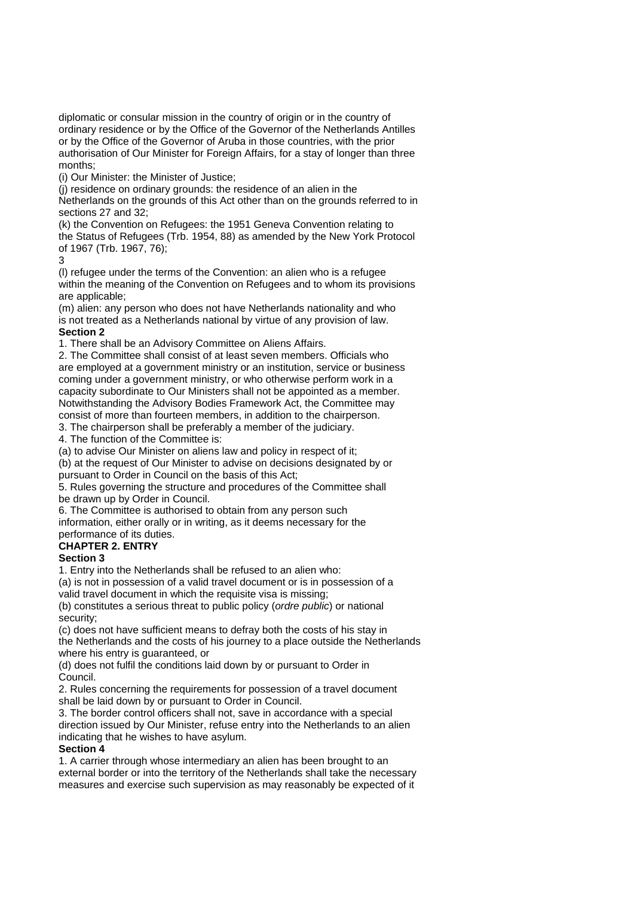diplomatic or consular mission in the country of origin or in the country of ordinary residence or by the Office of the Governor of the Netherlands Antilles or by the Office of the Governor of Aruba in those countries, with the prior authorisation of Our Minister for Foreign Affairs, for a stay of longer than three months;

(i) Our Minister: the Minister of Justice;

(j) residence on ordinary grounds: the residence of an alien in the Netherlands on the grounds of this Act other than on the grounds referred to in sections 27 and 32;

(k) the Convention on Refugees: the 1951 Geneva Convention relating to the Status of Refugees (Trb. 1954, 88) as amended by the New York Protocol of 1967 (Trb. 1967, 76);

3

(l) refugee under the terms of the Convention: an alien who is a refugee within the meaning of the Convention on Refugees and to whom its provisions are applicable;

(m) alien: any person who does not have Netherlands nationality and who is not treated as a Netherlands national by virtue of any provision of law.

**Section 2**

1. There shall be an Advisory Committee on Aliens Affairs.
2. The Committee shall consist of at least seven members. Officials who are employed at a government ministry or an institution, service or business coming under a government ministry, or who otherwise perform work in a capacity subordinate to Our Ministers shall not be appointed as a member. Notwithstanding the Advisory Bodies Framework Act, the Committee may consist of more than fourteen members, in addition to the chairperson.
3. The chairperson shall be preferably a member of the judiciary.
4. The function of the Committee is:

(a) to advise Our Minister on aliens law and policy in respect of it;

(b) at the request of Our Minister to advise on decisions designated by or pursuant to Order in Council on the basis of this Act;

5. Rules governing the structure and procedures of the Committee shall be drawn up by Order in Council.
6. The Committee is authorised to obtain from any person such information, either orally or in writing, as it deems necessary for the performance of its duties.

**CHAPTER 2. ENTRY**

**Section 3**

1. Entry into the Netherlands shall be refused to an alien who:

(a) is not in possession of a valid travel document or is in possession of a valid travel document in which the requisite visa is missing;

(b) constitutes a serious threat to public policy (*ordre public*) or national security;

(c) does not have sufficient means to defray both the costs of his stay in the Netherlands and the costs of his journey to a place outside the Netherlands where his entry is guaranteed, or

(d) does not fulfil the conditions laid down by or pursuant to Order in Council.

2. Rules concerning the requirements for possession of a travel document shall be laid down by or pursuant to Order in Council.
3. The border control officers shall not, save in accordance with a special direction issued by Our Minister, refuse entry into the Netherlands to an alien indicating that he wishes to have asylum.

**Section 4**

1. A carrier through whose intermediary an alien has been brought to an external border or into the territory of the Netherlands shall take the necessary measures and exercise such supervision as may reasonably be expected of it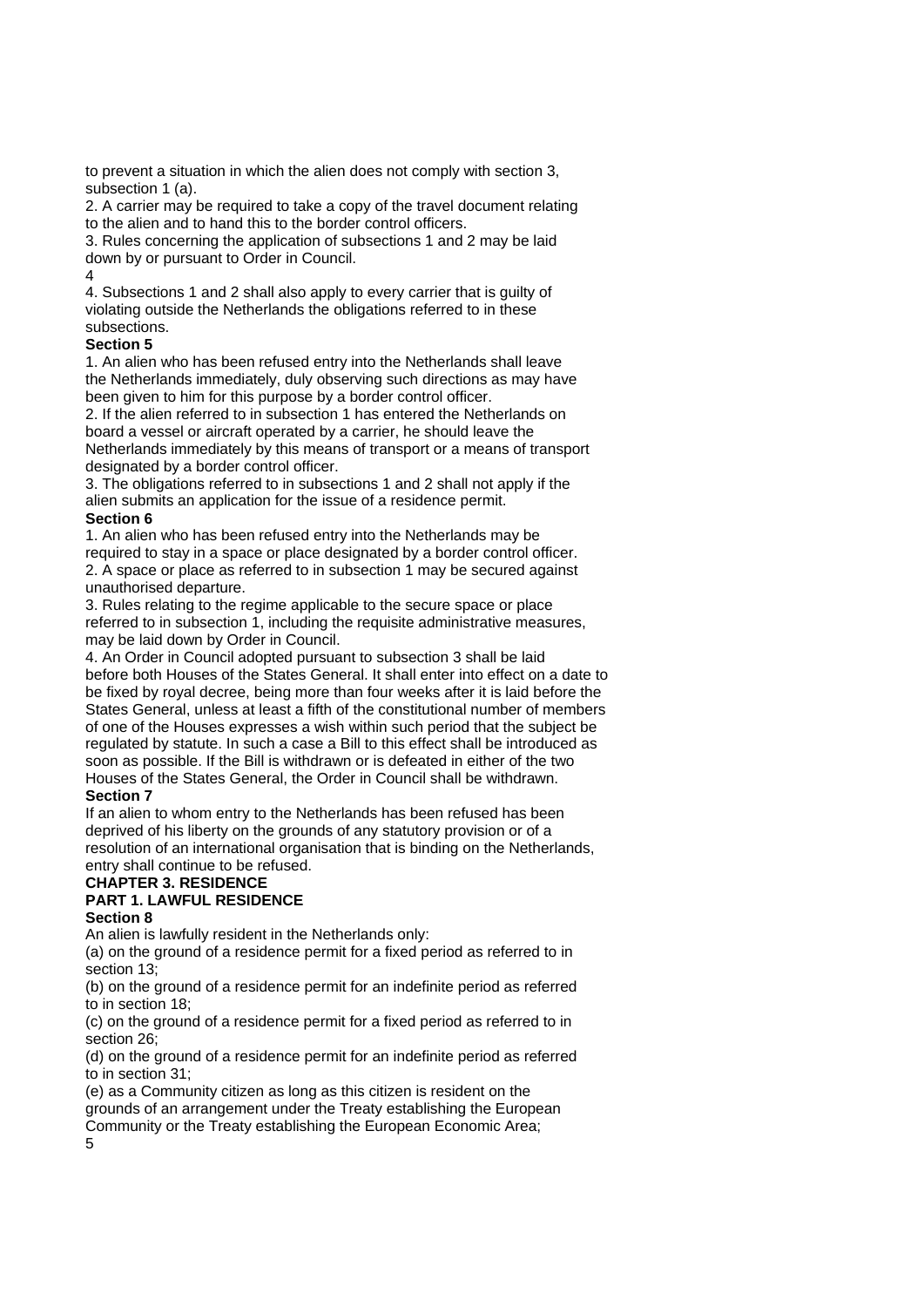to prevent a situation in which the alien does not comply with section 3, subsection 1 (a).

2. A carrier may be required to take a copy of the travel document relating to the alien and to hand this to the border control officers.

3. Rules concerning the application of subsections 1 and 2 may be laid down by or pursuant to Order in Council.

4. Subsections 1 and 2 shall also apply to every carrier that is guilty of violating outside the Netherlands the obligations referred to in these subsections.

**Section 5**

1. An alien who has been refused entry into the Netherlands shall leave the Netherlands immediately, duly observing such directions as may have been given to him for this purpose by a border control officer.

2. If the alien referred to in subsection 1 has entered the Netherlands on board a vessel or aircraft operated by a carrier, he should leave the Netherlands immediately by this means of transport or a means of transport designated by a border control officer.

3. The obligations referred to in subsections 1 and 2 shall not apply if the alien submits an application for the issue of a residence permit.

**Section 6**

1. An alien who has been refused entry into the Netherlands may be required to stay in a space or place designated by a border control officer.

2. A space or place as referred to in subsection 1 may be secured against unauthorised departure.

3. Rules relating to the regime applicable to the secure space or place referred to in subsection 1, including the requisite administrative measures, may be laid down by Order in Council.

4. An Order in Council adopted pursuant to subsection 3 shall be laid before both Houses of the States General. It shall enter into effect on a date to be fixed by royal decree, being more than four weeks after it is laid before the States General, unless at least a fifth of the constitutional number of members of one of the Houses expresses a wish within such period that the subject be regulated by statute. In such a case a Bill to this effect shall be introduced as soon as possible. If the Bill is withdrawn or is defeated in either of the two Houses of the States General, the Order in Council shall be withdrawn.

**Section 7**

If an alien to whom entry to the Netherlands has been refused has been deprived of his liberty on the grounds of any statutory provision or of a resolution of an international organisation that is binding on the Netherlands, entry shall continue to be refused.

**CHAPTER 3. RESIDENCE**

**PART 1. LAWFUL RESIDENCE**

**Section 8**

An alien is lawfully resident in the Netherlands only:

(a) on the ground of a residence permit for a fixed period as referred to in section 13;

(b) on the ground of a residence permit for an indefinite period as referred to in section 18;

(c) on the ground of a residence permit for a fixed period as referred to in section 26;

(d) on the ground of a residence permit for an indefinite period as referred to in section 31;

(e) as a Community citizen as long as this citizen is resident on the grounds of an arrangement under the Treaty establishing the European Community or the Treaty establishing the European Economic Area;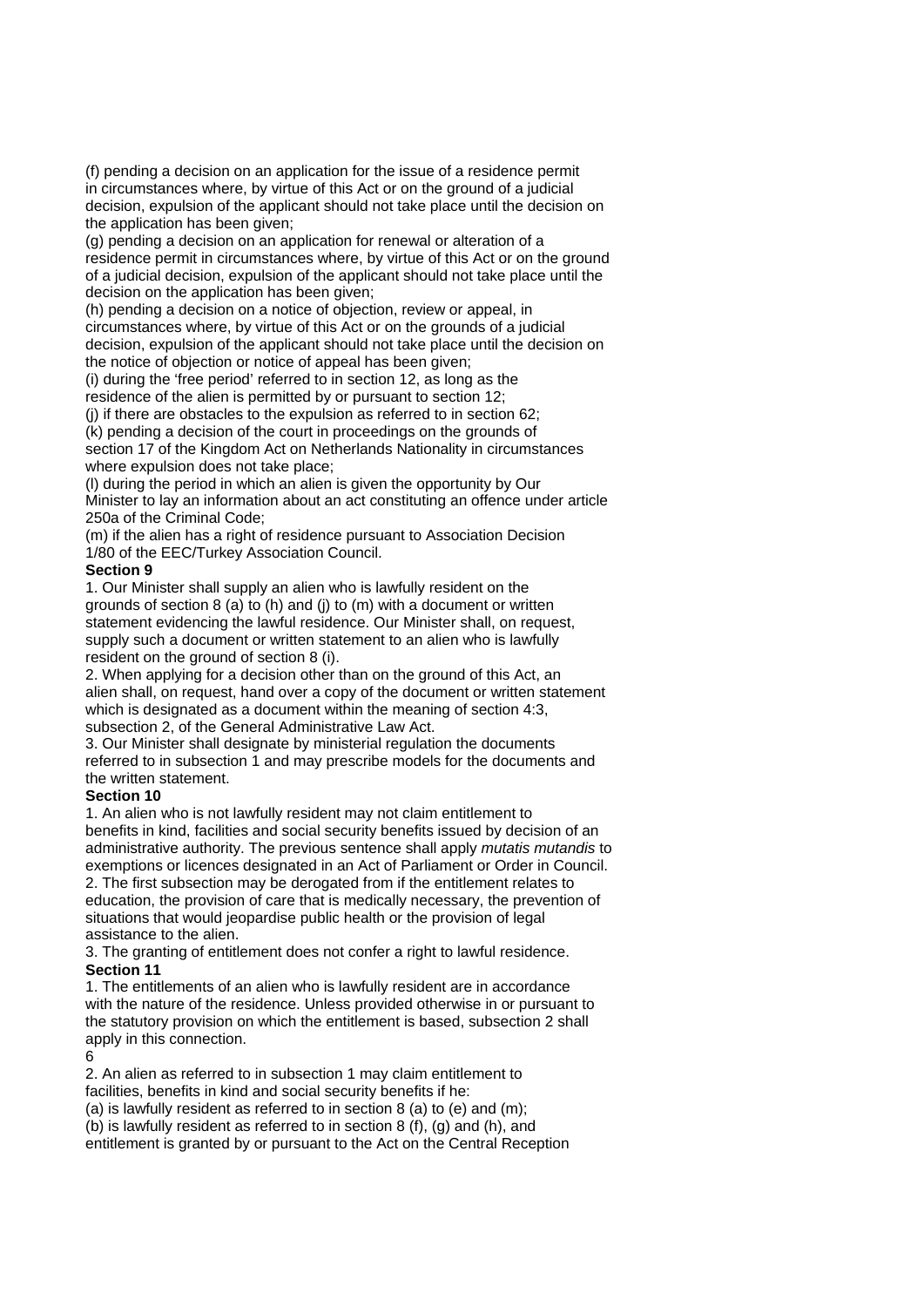(f) pending a decision on an application for the issue of a residence permit in circumstances where, by virtue of this Act or on the ground of a judicial decision, expulsion of the applicant should not take place until the decision on the application has been given;

(g) pending a decision on an application for renewal or alteration of a residence permit in circumstances where, by virtue of this Act or on the ground of a judicial decision, expulsion of the applicant should not take place until the decision on the application has been given;

(h) pending a decision on a notice of objection, review or appeal, in circumstances where, by virtue of this Act or on the grounds of a judicial decision, expulsion of the applicant should not take place until the decision on the notice of objection or notice of appeal has been given;

(i) during the 'free period' referred to in section 12, as long as the residence of the alien is permitted by or pursuant to section 12;

(j) if there are obstacles to the expulsion as referred to in section 62;

(k) pending a decision of the court in proceedings on the grounds of section 17 of the Kingdom Act on Netherlands Nationality in circumstances where expulsion does not take place;

(l) during the period in which an alien is given the opportunity by Our Minister to lay an information about an act constituting an offence under article 250a of the Criminal Code;

(m) if the alien has a right of residence pursuant to Association Decision 1/80 of the EEC/Turkey Association Council.

**Section 9**

1. Our Minister shall supply an alien who is lawfully resident on the grounds of section 8 (a) to (h) and (j) to (m) with a document or written statement evidencing the lawful residence. Our Minister shall, on request, supply such a document or written statement to an alien who is lawfully resident on the ground of section 8 (i).
2. When applying for a decision other than on the ground of this Act, an alien shall, on request, hand over a copy of the document or written statement which is designated as a document within the meaning of section 4:3, subsection 2, of the General Administrative Law Act.
3. Our Minister shall designate by ministerial regulation the documents referred to in subsection 1 and may prescribe models for the documents and the written statement.

**Section 10**

1. An alien who is not lawfully resident may not claim entitlement to benefits in kind, facilities and social security benefits issued by decision of an administrative authority. The previous sentence shall apply *mutatis mutandis* to exemptions or licences designated in an Act of Parliament or Order in Council.
2. The first subsection may be derogated from if the entitlement relates to education, the provision of care that is medically necessary, the prevention of situations that would jeopardise public health or the provision of legal assistance to the alien.
3. The granting of entitlement does not confer a right to lawful residence.

**Section 11**

1. The entitlements of an alien who is lawfully resident are in accordance with the nature of the residence. Unless provided otherwise in or pursuant to the statutory provision on which the entitlement is based, subsection 2 shall apply in this connection.
2. An alien as referred to in subsection 1 may claim entitlement to facilities, benefits in kind and social security benefits if he:

(a) is lawfully resident as referred to in section 8 (a) to (e) and (m);

(b) is lawfully resident as referred to in section 8 (f), (g) and (h), and entitlement is granted by or pursuant to the Act on the Central Reception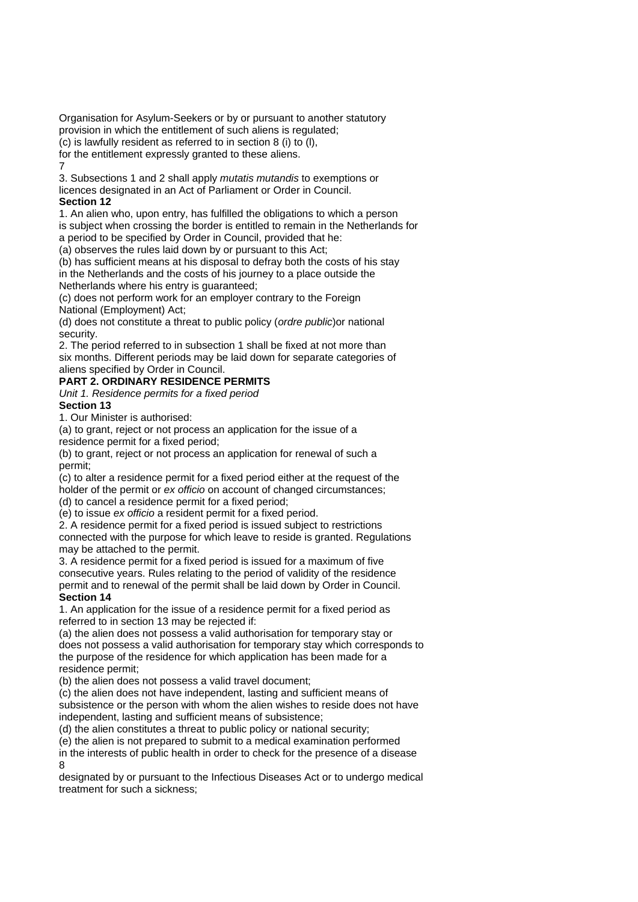Organisation for Asylum-Seekers or by or pursuant to another statutory provision in which the entitlement of such aliens is regulated;
(c) is lawfully resident as referred to in section 8 (i) to (l),
for the entitlement expressly granted to these aliens.

3. Subsections 1 and 2 shall apply *mutatis mutandis* to exemptions or licences designated in an Act of Parliament or Order in Council.

**Section 12**

1. An alien who, upon entry, has fulfilled the obligations to which a person is subject when crossing the border is entitled to remain in the Netherlands for a period to be specified by Order in Council, provided that he:
(a) observes the rules laid down by or pursuant to this Act;
(b) has sufficient means at his disposal to defray both the costs of his stay in the Netherlands and the costs of his journey to a place outside the Netherlands where his entry is guaranteed;
(c) does not perform work for an employer contrary to the Foreign National (Employment) Act;
(d) does not constitute a threat to public policy (*ordre public*)or national security.
2. The period referred to in subsection 1 shall be fixed at not more than six months. Different periods may be laid down for separate categories of aliens specified by Order in Council.

**PART 2. ORDINARY RESIDENCE PERMITS**

*Unit 1. Residence permits for a fixed period*

**Section 13**

1. Our Minister is authorised:
(a) to grant, reject or not process an application for the issue of a residence permit for a fixed period;
(b) to grant, reject or not process an application for renewal of such a permit;
(c) to alter a residence permit for a fixed period either at the request of the holder of the permit or *ex officio* on account of changed circumstances;
(d) to cancel a residence permit for a fixed period;
(e) to issue *ex officio* a resident permit for a fixed period.
2. A residence permit for a fixed period is issued subject to restrictions connected with the purpose for which leave to reside is granted. Regulations may be attached to the permit.
3. A residence permit for a fixed period is issued for a maximum of five consecutive years. Rules relating to the period of validity of the residence permit and to renewal of the permit shall be laid down by Order in Council.

**Section 14**

1. An application for the issue of a residence permit for a fixed period as referred to in section 13 may be rejected if:
(a) the alien does not possess a valid authorisation for temporary stay or does not possess a valid authorisation for temporary stay which corresponds to the purpose of the residence for which application has been made for a residence permit;
(b) the alien does not possess a valid travel document;
(c) the alien does not have independent, lasting and sufficient means of subsistence or the person with whom the alien wishes to reside does not have independent, lasting and sufficient means of subsistence;
(d) the alien constitutes a threat to public policy or national security;
(e) the alien is not prepared to submit to a medical examination performed in the interests of public health in order to check for the presence of a disease designated by or pursuant to the Infectious Diseases Act or to undergo medical treatment for such a sickness;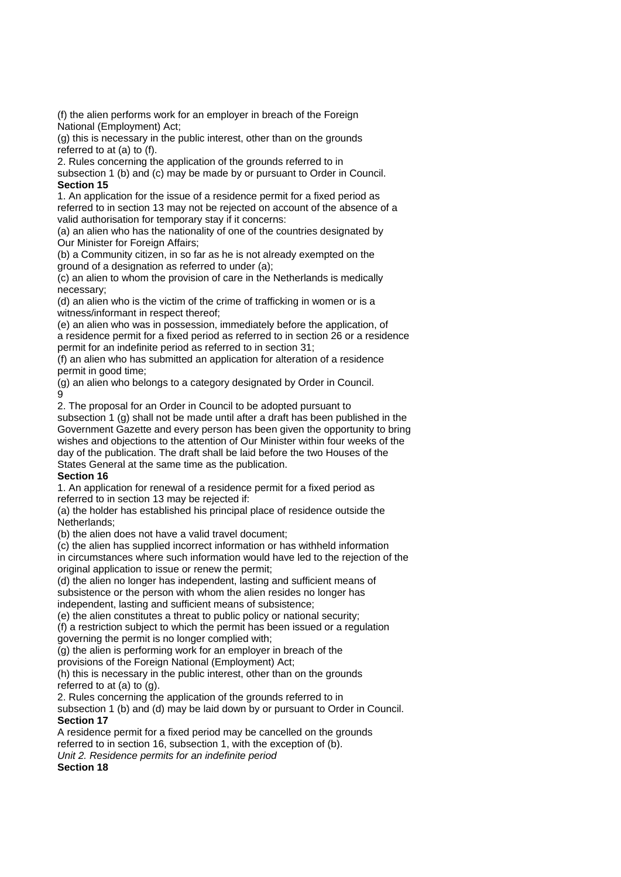(f) the alien performs work for an employer in breach of the Foreign National (Employment) Act;
(g) this is necessary in the public interest, other than on the grounds referred to at (a) to (f).
2. Rules concerning the application of the grounds referred to in subsection 1 (b) and (c) may be made by or pursuant to Order in Council.

**Section 15**

1. An application for the issue of a residence permit for a fixed period as referred to in section 13 may not be rejected on account of the absence of a valid authorisation for temporary stay if it concerns:
(a) an alien who has the nationality of one of the countries designated by Our Minister for Foreign Affairs;
(b) a Community citizen, in so far as he is not already exempted on the ground of a designation as referred to under (a);
(c) an alien to whom the provision of care in the Netherlands is medically necessary;
(d) an alien who is the victim of the crime of trafficking in women or is a witness/informant in respect thereof;
(e) an alien who was in possession, immediately before the application, of a residence permit for a fixed period as referred to in section 26 or a residence permit for an indefinite period as referred to in section 31;
(f) an alien who has submitted an application for alteration of a residence permit in good time;
(g) an alien who belongs to a category designated by Order in Council.

2. The proposal for an Order in Council to be adopted pursuant to subsection 1 (g) shall not be made until after a draft has been published in the Government Gazette and every person has been given the opportunity to bring wishes and objections to the attention of Our Minister within four weeks of the day of the publication. The draft shall be laid before the two Houses of the States General at the same time as the publication.

**Section 16**

1. An application for renewal of a residence permit for a fixed period as referred to in section 13 may be rejected if:
(a) the holder has established his principal place of residence outside the Netherlands;
(b) the alien does not have a valid travel document;
(c) the alien has supplied incorrect information or has withheld information in circumstances where such information would have led to the rejection of the original application to issue or renew the permit;
(d) the alien no longer has independent, lasting and sufficient means of subsistence or the person with whom the alien resides no longer has independent, lasting and sufficient means of subsistence;
(e) the alien constitutes a threat to public policy or national security;
(f) a restriction subject to which the permit has been issued or a regulation governing the permit is no longer complied with;
(g) the alien is performing work for an employer in breach of the provisions of the Foreign National (Employment) Act;
(h) this is necessary in the public interest, other than on the grounds referred to at (a) to (g).
2. Rules concerning the application of the grounds referred to in subsection 1 (b) and (d) may be laid down by or pursuant to Order in Council.

**Section 17**

A residence permit for a fixed period may be cancelled on the grounds referred to in section 16, subsection 1, with the exception of (b).

*Unit 2. Residence permits for an indefinite period*

**Section 18**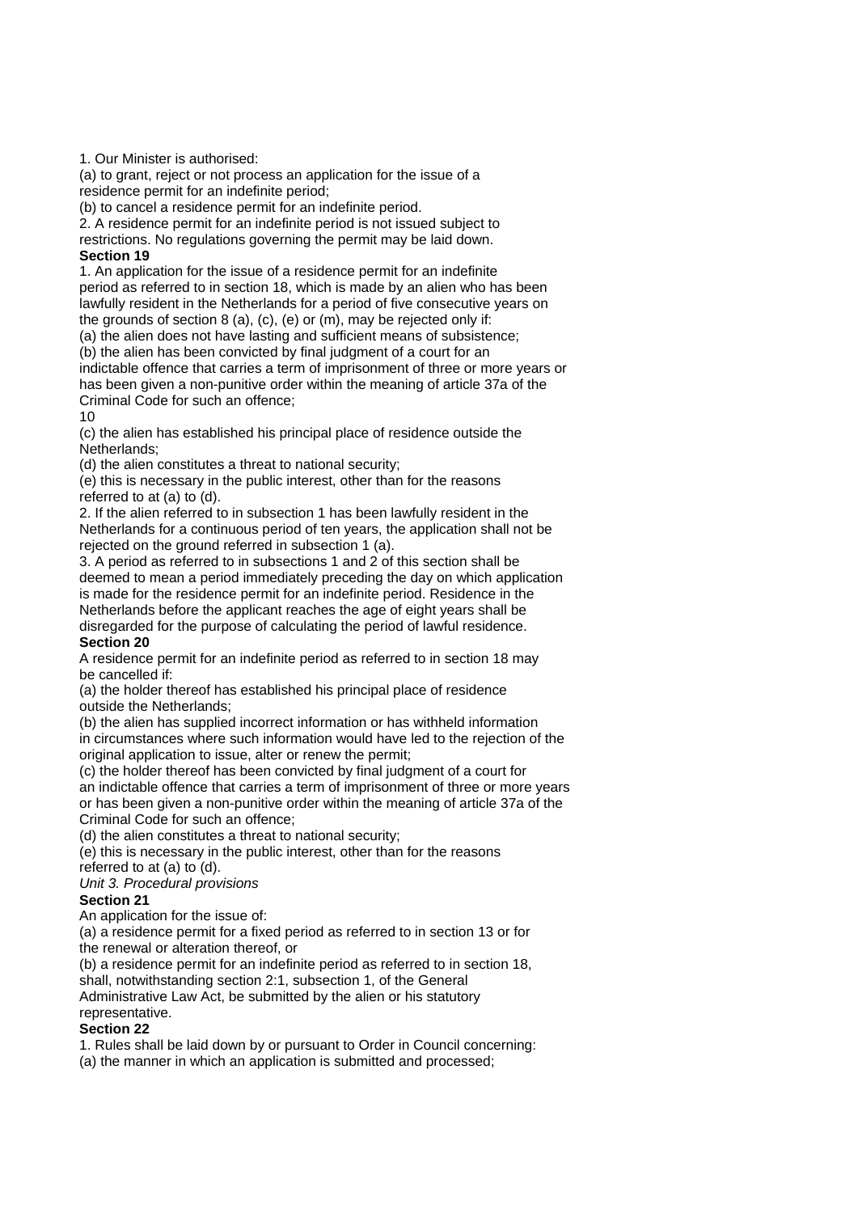1. Our Minister is authorised:

(a) to grant, reject or not process an application for the issue of a residence permit for an indefinite period;

(b) to cancel a residence permit for an indefinite period.

2. A residence permit for an indefinite period is not issued subject to restrictions. No regulations governing the permit may be laid down.

**Section 19**

1. An application for the issue of a residence permit for an indefinite period as referred to in section 18, which is made by an alien who has been lawfully resident in the Netherlands for a period of five consecutive years on the grounds of section 8 (a), (c), (e) or (m), may be rejected only if:

(a) the alien does not have lasting and sufficient means of subsistence;

(b) the alien has been convicted by final judgment of a court for an indictable offence that carries a term of imprisonment of three or more years or has been given a non-punitive order within the meaning of article 37a of the Criminal Code for such an offence;

(c) the alien has established his principal place of residence outside the Netherlands;

(d) the alien constitutes a threat to national security;

(e) this is necessary in the public interest, other than for the reasons referred to at (a) to (d).

2. If the alien referred to in subsection 1 has been lawfully resident in the Netherlands for a continuous period of ten years, the application shall not be rejected on the ground referred to in subsection 1 (a).

3. A period as referred to in subsections 1 and 2 of this section shall be deemed to mean a period immediately preceding the day on which application is made for the residence permit for an indefinite period. Residence in the Netherlands before the applicant reaches the age of eight years shall be disregarded for the purpose of calculating the period of lawful residence.

**Section 20**

A residence permit for an indefinite period as referred to in section 18 may be cancelled if:

(a) the holder thereof has established his principal place of residence outside the Netherlands;

(b) the alien has supplied incorrect information or has withheld information in circumstances where such information would have led to the rejection of the original application to issue, alter or renew the permit;

(c) the holder thereof has been convicted by final judgment of a court for an indictable offence that carries a term of imprisonment of three or more years or has been given a non-punitive order within the meaning of article 37a of the Criminal Code for such an offence;

(d) the alien constitutes a threat to national security;

(e) this is necessary in the public interest, other than for the reasons referred to at (a) to (d).

*Unit 3. Procedural provisions*

**Section 21**

An application for the issue of:

(a) a residence permit for a fixed period as referred to in section 13 or for the renewal or alteration thereof, or

(b) a residence permit for an indefinite period as referred to in section 18,

shall, notwithstanding section 2:1, subsection 1, of the General Administrative Law Act, be submitted by the alien or his statutory representative.

**Section 22**

1. Rules shall be laid down by or pursuant to Order in Council concerning:

(a) the manner in which an application is submitted and processed;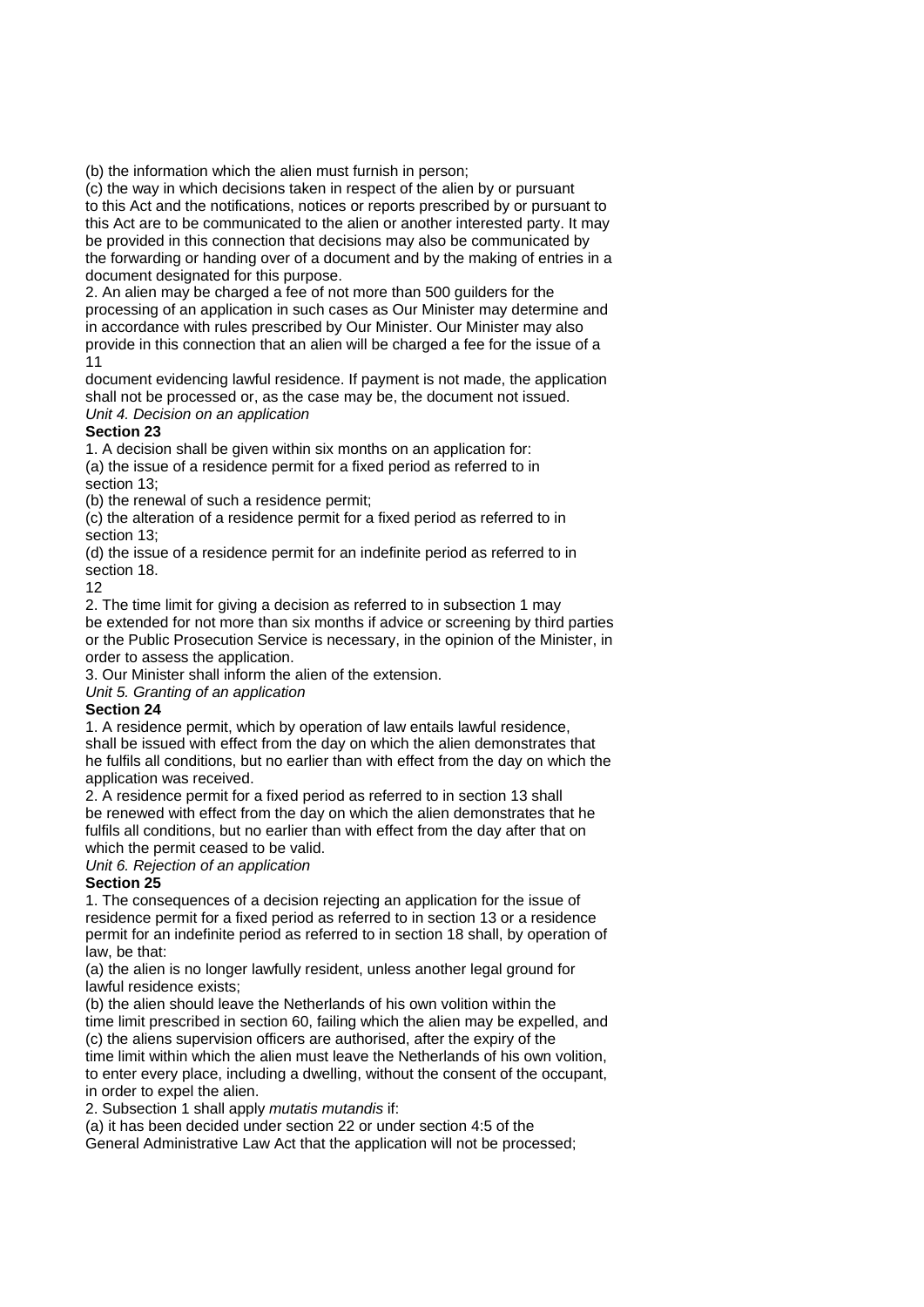(b) the information which the alien must furnish in person;

(c) the way in which decisions taken in respect of the alien by or pursuant to this Act and the notifications, notices or reports prescribed by or pursuant to this Act are to be communicated to the alien or another interested party. It may be provided in this connection that decisions may also be communicated by the forwarding or handing over of a document and by the making of entries in a document designated for this purpose.

2. An alien may be charged a fee of not more than 500 guilders for the processing of an application in such cases as Our Minister may determine and in accordance with rules prescribed by Our Minister. Our Minister may also provide in this connection that an alien will be charged a fee for the issue of a document evidencing lawful residence. If payment is not made, the application shall not be processed or, as the case may be, the document not issued.

*Unit 4. Decision on an application*

**Section 23**

1. A decision shall be given within six months on an application for:

(a) the issue of a residence permit for a fixed period as referred to in section 13;

(b) the renewal of such a residence permit;

(c) the alteration of a residence permit for a fixed period as referred to in section 13;

(d) the issue of a residence permit for an indefinite period as referred to in section 18.

2. The time limit for giving a decision as referred to in subsection 1 may be extended for not more than six months if advice or screening by third parties or the Public Prosecution Service is necessary, in the opinion of the Minister, in order to assess the application.

3. Our Minister shall inform the alien of the extension.

*Unit 5. Granting of an application*

**Section 24**

1. A residence permit, which by operation of law entails lawful residence, shall be issued with effect from the day on which the alien demonstrates that he fulfils all conditions, but no earlier than with effect from the day on which the application was received.

2. A residence permit for a fixed period as referred to in section 13 shall be renewed with effect from the day on which the alien demonstrates that he fulfils all conditions, but no earlier than with effect from the day after that on which the permit ceased to be valid.

*Unit 6. Rejection of an application*

**Section 25**

1. The consequences of a decision rejecting an application for the issue of residence permit for a fixed period as referred to in section 13 or a residence permit for an indefinite period as referred to in section 18 shall, by operation of law, be that:

(a) the alien is no longer lawfully resident, unless another legal ground for lawful residence exists;

(b) the alien should leave the Netherlands of his own volition within the time limit prescribed in section 60, failing which the alien may be expelled, and

(c) the aliens supervision officers are authorised, after the expiry of the time limit within which the alien must leave the Netherlands of his own volition, to enter every place, including a dwelling, without the consent of the occupant, in order to expel the alien.

2. Subsection 1 shall apply *mutatis mutandis* if:

(a) it has been decided under section 22 or under section 4:5 of the General Administrative Law Act that the application will not be processed;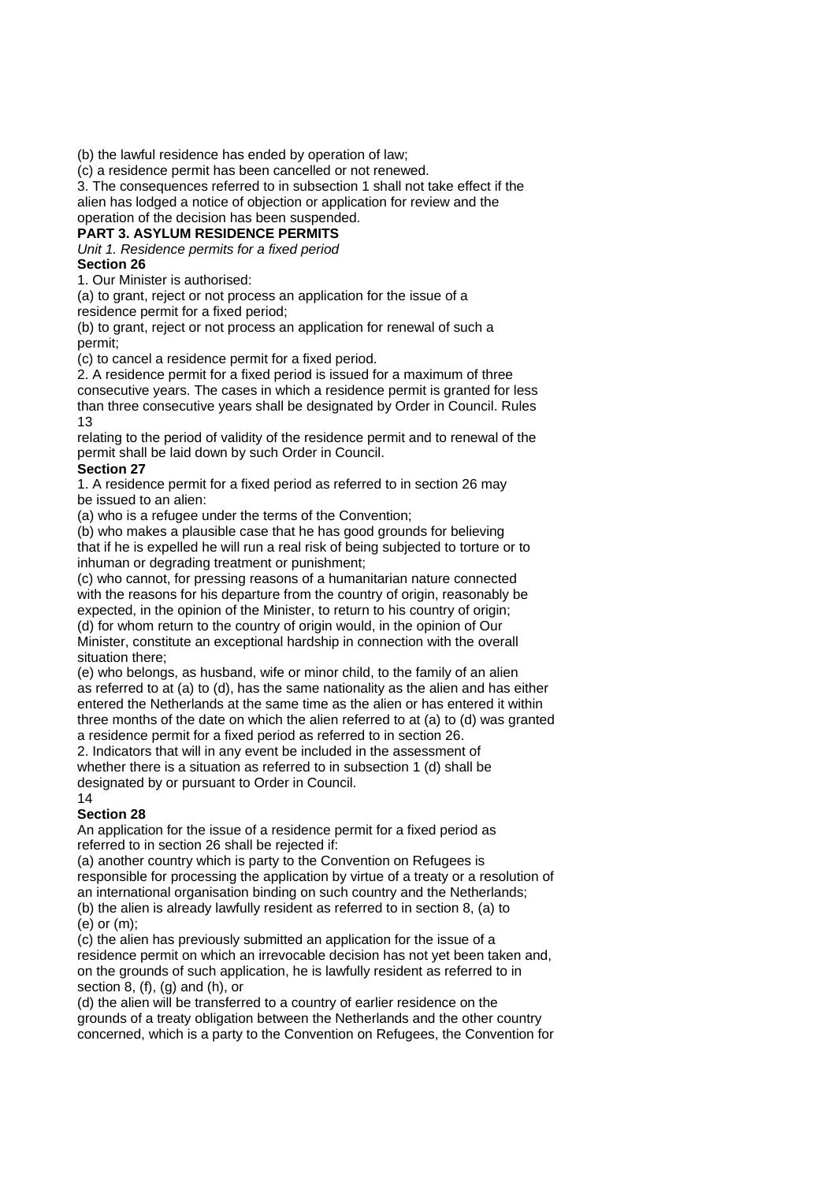(b) the lawful residence has ended by operation of law;

(c) a residence permit has been cancelled or not renewed.

3. The consequences referred to in subsection 1 shall not take effect if the alien has lodged a notice of objection or application for review and the operation of the decision has been suspended.

## PART 3. ASYLUM RESIDENCE PERMITS

*Unit 1. Residence permits for a fixed period*

### Section 26

1. Our Minister is authorised:

(a) to grant, reject or not process an application for the issue of a residence permit for a fixed period;

(b) to grant, reject or not process an application for renewal of such a permit;

(c) to cancel a residence permit for a fixed period.

2. A residence permit for a fixed period is issued for a maximum of three consecutive years. The cases in which a residence permit is granted for less than three consecutive years shall be designated by Order in Council. Rules relating to the period of validity of the residence permit and to renewal of the permit shall be laid down by such Order in Council.

### Section 27

1. A residence permit for a fixed period as referred to in section 26 may be issued to an alien:

(a) who is a refugee under the terms of the Convention;

(b) who makes a plausible case that he has good grounds for believing that if he is expelled he will run a real risk of being subjected to torture or to inhuman or degrading treatment or punishment;

(c) who cannot, for pressing reasons of a humanitarian nature connected with the reasons for his departure from the country of origin, reasonably be expected, in the opinion of the Minister, to return to his country of origin;

(d) for whom return to the country of origin would, in the opinion of Our Minister, constitute an exceptional hardship in connection with the overall situation there;

(e) who belongs, as husband, wife or minor child, to the family of an alien as referred to at (a) to (d), has the same nationality as the alien and has either entered the Netherlands at the same time as the alien or has entered it within three months of the date on which the alien referred to at (a) to (d) was granted a residence permit for a fixed period as referred to in section 26.

2. Indicators that will in any event be included in the assessment of whether there is a situation as referred to in subsection 1 (d) shall be designated by or pursuant to Order in Council.

### Section 28

An application for the issue of a residence permit for a fixed period as referred to in section 26 shall be rejected if:

(a) another country which is party to the Convention on Refugees is responsible for processing the application by virtue of a treaty or a resolution of an international organisation binding on such country and the Netherlands;

(b) the alien is already lawfully resident as referred to in section 8, (a) to (e) or (m);

(c) the alien has previously submitted an application for the issue of a residence permit on which an irrevocable decision has not yet been taken and, on the grounds of such application, he is lawfully resident as referred to in section 8, (f), (g) and (h), or

(d) the alien will be transferred to a country of earlier residence on the grounds of a treaty obligation between the Netherlands and the other country concerned, which is a party to the Convention on Refugees, the Convention for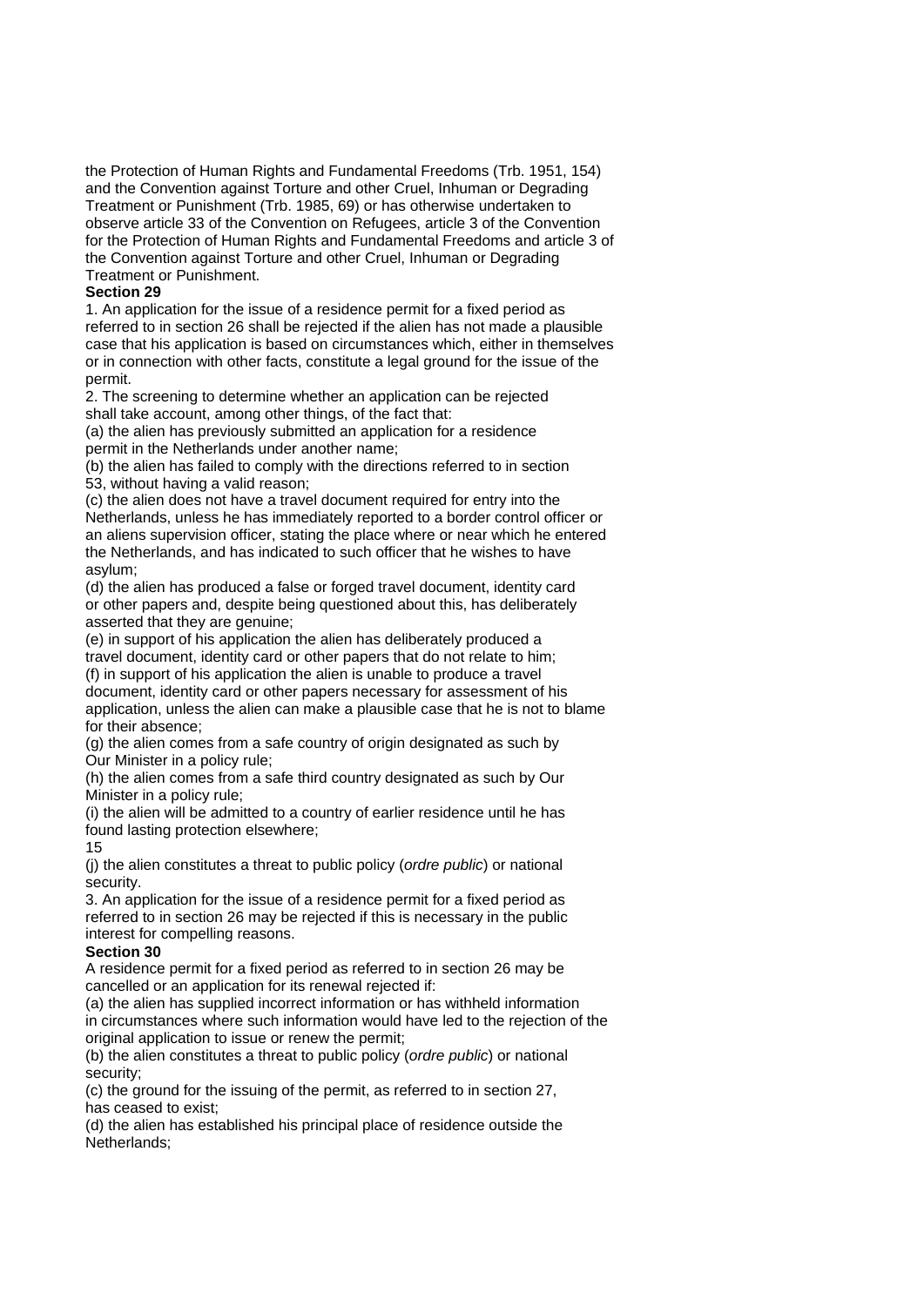the Protection of Human Rights and Fundamental Freedoms (Trb. 1951, 154) and the Convention against Torture and other Cruel, Inhuman or Degrading Treatment or Punishment (Trb. 1985, 69) or has otherwise undertaken to observe article 33 of the Convention on Refugees, article 3 of the Convention for the Protection of Human Rights and Fundamental Freedoms and article 3 of the Convention against Torture and other Cruel, Inhuman or Degrading Treatment or Punishment.

**Section 29**

1. An application for the issue of a residence permit for a fixed period as referred to in section 26 shall be rejected if the alien has not made a plausible case that his application is based on circumstances which, either in themselves or in connection with other facts, constitute a legal ground for the issue of the permit.

2. The screening to determine whether an application can be rejected shall take account, among other things, of the fact that:

(a) the alien has previously submitted an application for a residence permit in the Netherlands under another name;

(b) the alien has failed to comply with the directions referred to in section 53, without having a valid reason;

(c) the alien does not have a travel document required for entry into the Netherlands, unless he has immediately reported to a border control officer or an aliens supervision officer, stating the place where or near which he entered the Netherlands, and has indicated to such officer that he wishes to have asylum;

(d) the alien has produced a false or forged travel document, identity card or other papers and, despite being questioned about this, has deliberately asserted that they are genuine;

(e) in support of his application the alien has deliberately produced a travel document, identity card or other papers that do not relate to him;

(f) in support of his application the alien is unable to produce a travel document, identity card or other papers necessary for assessment of his application, unless the alien can make a plausible case that he is not to blame for their absence;

(g) the alien comes from a safe country of origin designated as such by Our Minister in a policy rule;

(h) the alien comes from a safe third country designated as such by Our Minister in a policy rule;

(i) the alien will be admitted to a country of earlier residence until he has found lasting protection elsewhere;

(j) the alien constitutes a threat to public policy (*ordre public*) or national security.

3. An application for the issue of a residence permit for a fixed period as referred to in section 26 may be rejected if this is necessary in the public interest for compelling reasons.

**Section 30**

A residence permit for a fixed period as referred to in section 26 may be cancelled or an application for its renewal rejected if:

(a) the alien has supplied incorrect information or has withheld information in circumstances where such information would have led to the rejection of the original application to issue or renew the permit;

(b) the alien constitutes a threat to public policy (*ordre public*) or national security;

(c) the ground for the issuing of the permit, as referred to in section 27, has ceased to exist;

(d) the alien has established his principal place of residence outside the Netherlands;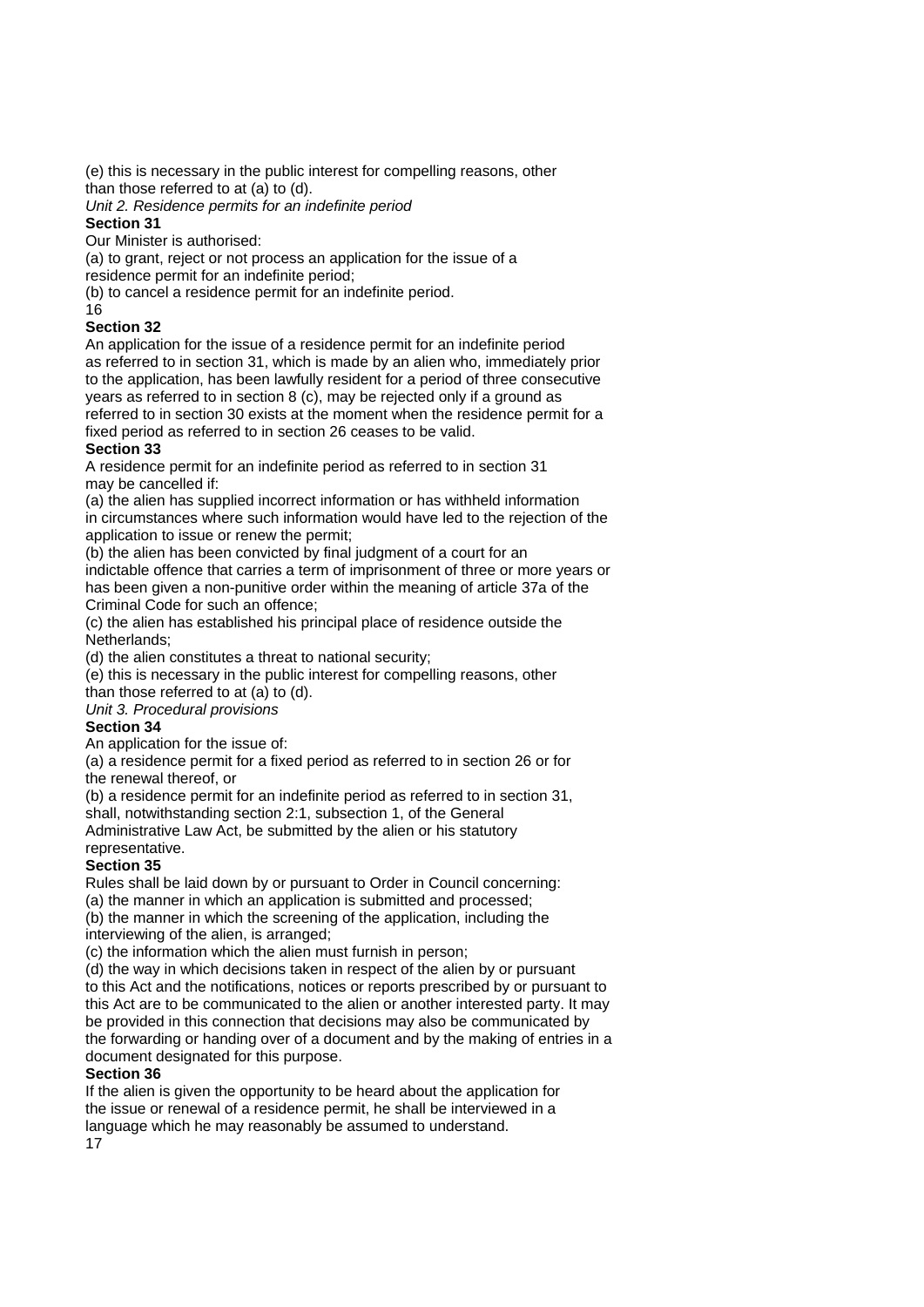(e) this is necessary in the public interest for compelling reasons, other than those referred to at (a) to (d).

*Unit 2. Residence permits for an indefinite period*

**Section 31**

Our Minister is authorised:

(a) to grant, reject or not process an application for the issue of a residence permit for an indefinite period;

(b) to cancel a residence permit for an indefinite period.

**Section 32**

An application for the issue of a residence permit for an indefinite period as referred to in section 31, which is made by an alien who, immediately prior to the application, has been lawfully resident for a period of three consecutive years as referred to in section 8 (c), may be rejected only if a ground as referred to in section 30 exists at the moment when the residence permit for a fixed period as referred to in section 26 ceases to be valid.

**Section 33**

A residence permit for an indefinite period as referred to in section 31 may be cancelled if:

(a) the alien has supplied incorrect information or has withheld information in circumstances where such information would have led to the rejection of the application to issue or renew the permit;

(b) the alien has been convicted by final judgment of a court for an indictable offence that carries a term of imprisonment of three or more years or has been given a non-punitive order within the meaning of article 37a of the Criminal Code for such an offence;

(c) the alien has established his principal place of residence outside the Netherlands;

(d) the alien constitutes a threat to national security;

(e) this is necessary in the public interest for compelling reasons, other than those referred to at (a) to (d).

*Unit 3. Procedural provisions*

**Section 34**

An application for the issue of:

(a) a residence permit for a fixed period as referred to in section 26 or for the renewal thereof, or

(b) a residence permit for an indefinite period as referred to in section 31,

shall, notwithstanding section 2:1, subsection 1, of the General Administrative Law Act, be submitted by the alien or his statutory representative.

**Section 35**

Rules shall be laid down by or pursuant to Order in Council concerning:

(a) the manner in which an application is submitted and processed;

(b) the manner in which the screening of the application, including the interviewing of the alien, is arranged;

(c) the information which the alien must furnish in person;

(d) the way in which decisions taken in respect of the alien by or pursuant to this Act and the notifications, notices or reports prescribed by or pursuant to this Act are to be communicated to the alien or another interested party. It may be provided in this connection that decisions may also be communicated by the forwarding or handing over of a document and by the making of entries in a document designated for this purpose.

**Section 36**

If the alien is given the opportunity to be heard about the application for the issue or renewal of a residence permit, he shall be interviewed in a language which he may reasonably be assumed to understand.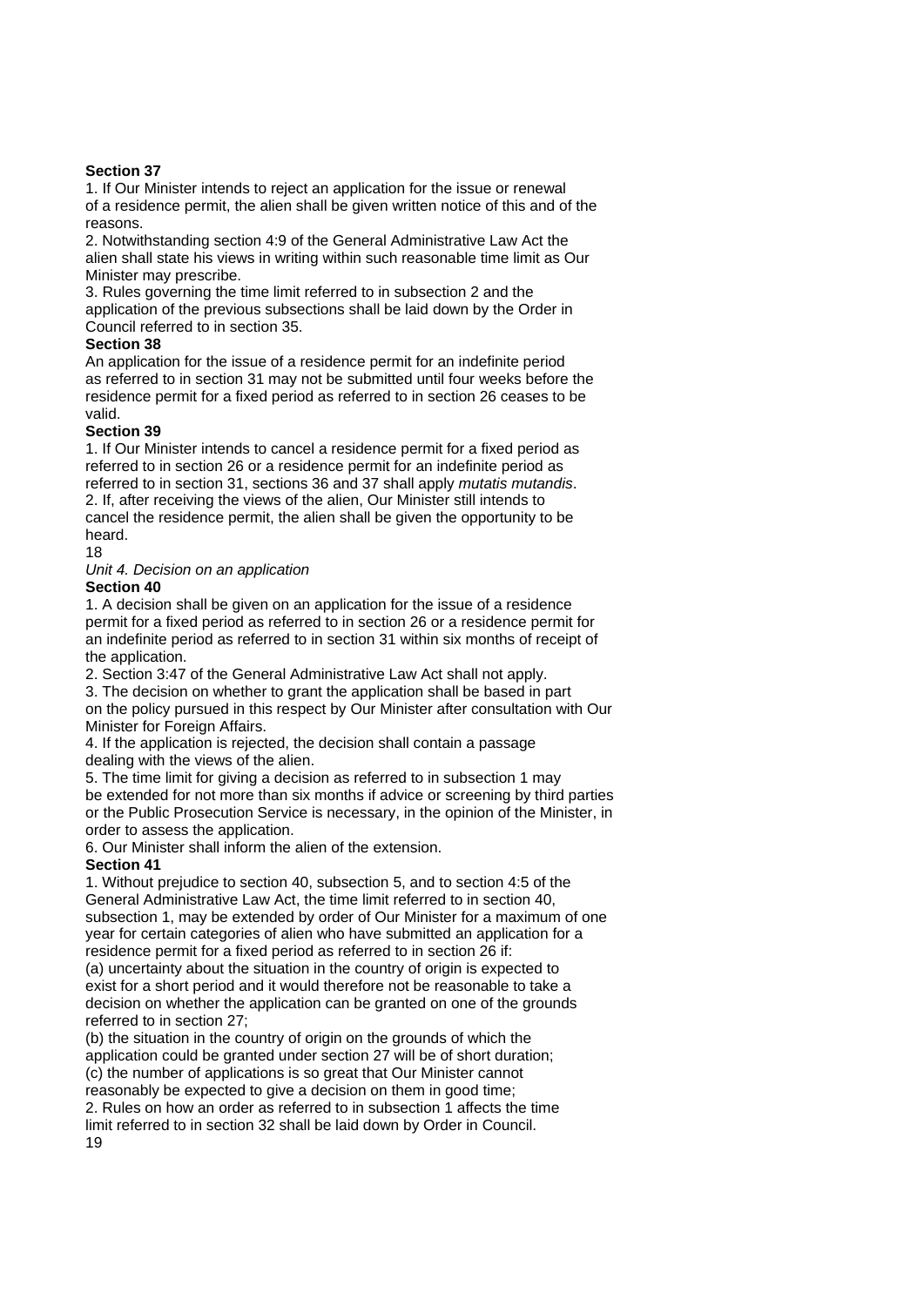**Section 37**

1. If Our Minister intends to reject an application for the issue or renewal of a residence permit, the alien shall be given written notice of this and of the reasons.
2. Notwithstanding section 4:9 of the General Administrative Law Act the alien shall state his views in writing within such reasonable time limit as Our Minister may prescribe.
3. Rules governing the time limit referred to in subsection 2 and the application of the previous subsections shall be laid down by the Order in Council referred to in section 35.

**Section 38**

An application for the issue of a residence permit for an indefinite period as referred to in section 31 may not be submitted until four weeks before the residence permit for a fixed period as referred to in section 26 ceases to be valid.

**Section 39**

1. If Our Minister intends to cancel a residence permit for a fixed period as referred to in section 26 or a residence permit for an indefinite period as referred to in section 31, sections 36 and 37 shall apply *mutatis mutandis*.
2. If, after receiving the views of the alien, Our Minister still intends to cancel the residence permit, the alien shall be given the opportunity to be heard.

*Unit 4. Decision on an application*

**Section 40**

1. A decision shall be given on an application for the issue of a residence permit for a fixed period as referred to in section 26 or a residence permit for an indefinite period as referred to in section 31 within six months of receipt of the application.
2. Section 3:47 of the General Administrative Law Act shall not apply.
3. The decision on whether to grant the application shall be based in part on the policy pursued in this respect by Our Minister after consultation with Our Minister for Foreign Affairs.
4. If the application is rejected, the decision shall contain a passage dealing with the views of the alien.
5. The time limit for giving a decision as referred to in subsection 1 may be extended for not more than six months if advice or screening by third parties or the Public Prosecution Service is necessary, in the opinion of the Minister, in order to assess the application.
6. Our Minister shall inform the alien of the extension.

**Section 41**

1. Without prejudice to section 40, subsection 5, and to section 4:5 of the General Administrative Law Act, the time limit referred to in section 40, subsection 1, may be extended by order of Our Minister for a maximum of one year for certain categories of alien who have submitted an application for a residence permit for a fixed period as referred to in section 26 if:
(a) uncertainty about the situation in the country of origin is expected to exist for a short period and it would therefore not be reasonable to take a decision on whether the application can be granted on one of the grounds referred to in section 27;
(b) the situation in the country of origin on the grounds of which the application could be granted under section 27 will be of short duration;
(c) the number of applications is so great that Our Minister cannot reasonably be expected to give a decision on them in good time;
2. Rules on how an order as referred to in subsection 1 affects the time limit referred to in section 32 shall be laid down by Order in Council.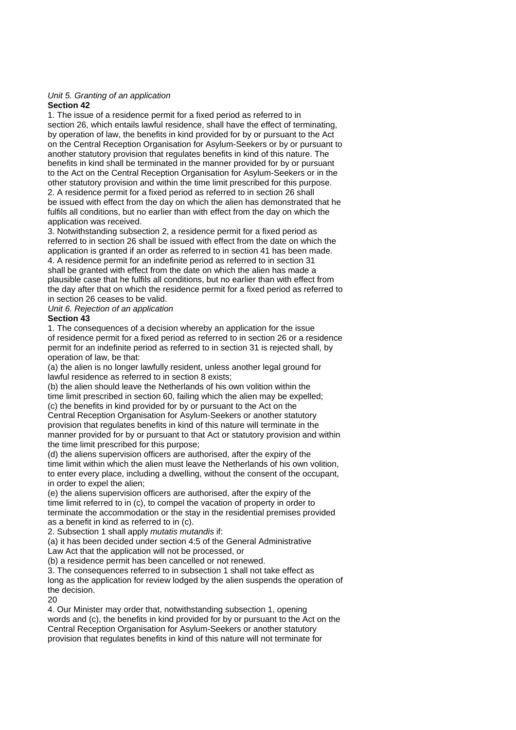*Unit 5. Granting of an application*

**Section 42**

1. The issue of a residence permit for a fixed period as referred to in section 26, which entails lawful residence, shall have the effect of terminating, by operation of law, the benefits in kind provided for by or pursuant to the Act on the Central Reception Organisation for Asylum-Seekers or by or pursuant to another statutory provision that regulates benefits in kind of this nature. The benefits in kind shall be terminated in the manner provided for by or pursuant to the Act on the Central Reception Organisation for Asylum-Seekers or in the other statutory provision and within the time limit prescribed for this purpose.
2. A residence permit for a fixed period as referred to in section 26 shall be issued with effect from the day on which the alien has demonstrated that he fulfils all conditions, but no earlier than with effect from the day on which the application was received.
3. Notwithstanding subsection 2, a residence permit for a fixed period as referred to in section 26 shall be issued with effect from the date on which the application is granted if an order as referred to in section 41 has been made.
4. A residence permit for an indefinite period as referred to in section 31 shall be granted with effect from the date on which the alien has made a plausible case that he fulfils all conditions, but no earlier than with effect from the day after that on which the residence permit for a fixed period as referred to in section 26 ceases to be valid.

*Unit 6. Rejection of an application*

**Section 43**

1. The consequences of a decision whereby an application for the issue of residence permit for a fixed period as referred to in section 26 or a residence permit for an indefinite period as referred to in section 31 is rejected shall, by operation of law, be that:

(a) the alien is no longer lawfully resident, unless another legal ground for lawful residence as referred to in section 8 exists;
(b) the alien should leave the Netherlands of his own volition within the time limit prescribed in section 60, failing which the alien may be expelled;
(c) the benefits in kind provided for by or pursuant to the Act on the Central Reception Organisation for Asylum-Seekers or another statutory provision that regulates benefits in kind of this nature will terminate in the manner provided for by or pursuant to that Act or statutory provision and within the time limit prescribed for this purpose;
(d) the aliens supervision officers are authorised, after the expiry of the time limit within which the alien must leave the Netherlands of his own volition, to enter every place, including a dwelling, without the consent of the occupant, in order to expel the alien;
(e) the aliens supervision officers are authorised, after the expiry of the time limit referred to in (c), to compel the vacation of property in order to terminate the accommodation or the stay in the residential premises provided as a benefit in kind as referred to in (c).

2. Subsection 1 shall apply *mutatis mutandis* if:

(a) it has been decided under section 4:5 of the General Administrative Law Act that the application will not be processed, or
(b) a residence permit has been cancelled or not renewed.

3. The consequences referred to in subsection 1 shall not take effect as long as the application for review lodged by the alien suspends the operation of the decision.
4. Our Minister may order that, notwithstanding subsection 1, opening words and (c), the benefits in kind provided for by or pursuant to the Act on the Central Reception Organisation for Asylum-Seekers or another statutory provision that regulates benefits in kind of this nature will not terminate for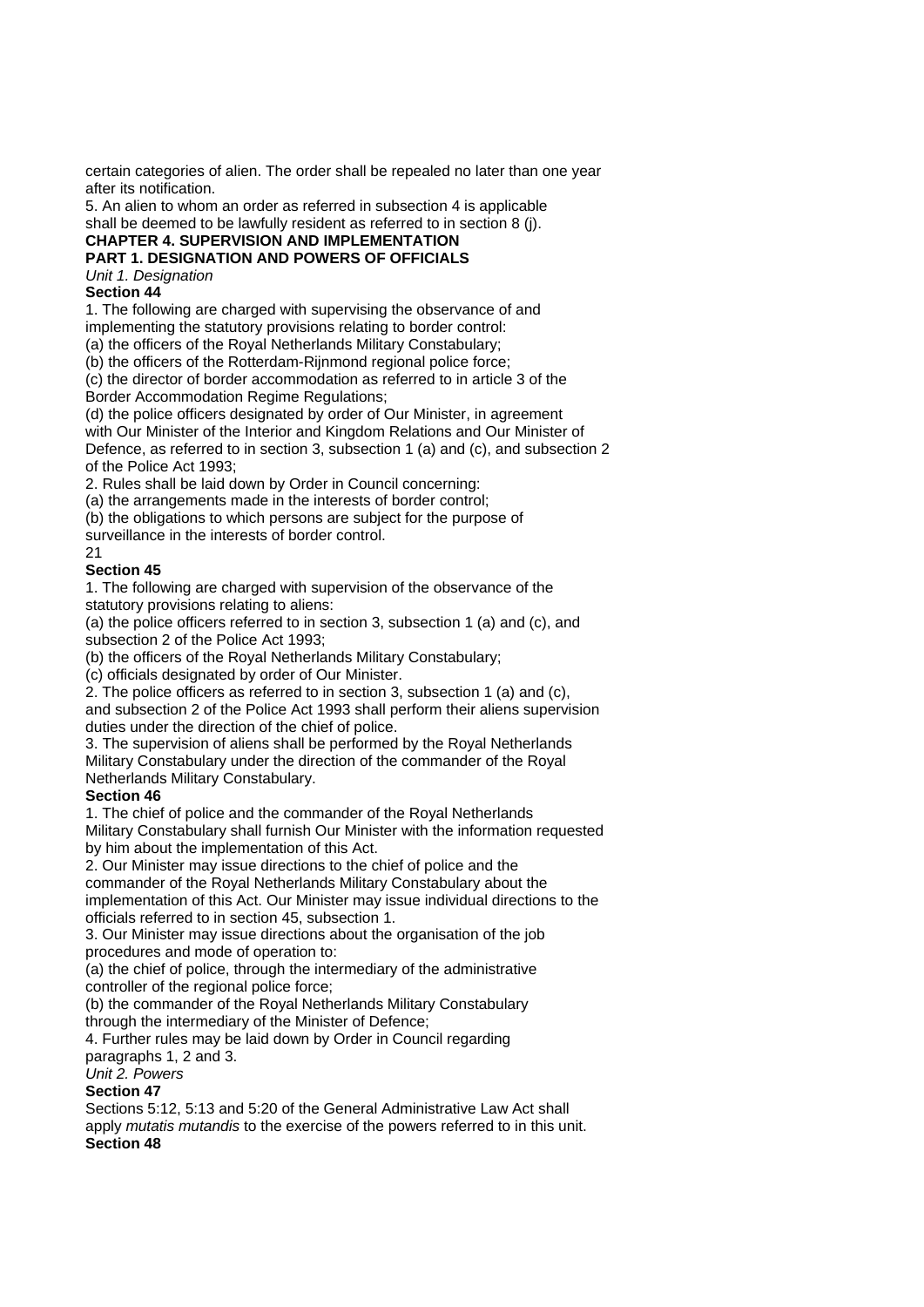certain categories of alien. The order shall be repealed no later than one year after its notification.

5. An alien to whom an order as referred in subsection 4 is applicable shall be deemed to be lawfully resident as referred to in section 8 (j).

# CHAPTER 4. SUPERVISION AND IMPLEMENTATION

## PART 1. DESIGNATION AND POWERS OF OFFICIALS

*Unit 1. Designation*

### Section 44

1. The following are charged with supervising the observance of and implementing the statutory provisions relating to border control:
(a) the officers of the Royal Netherlands Military Constabulary;
(b) the officers of the Rotterdam-Rijnmond regional police force;
(c) the director of border accommodation as referred to in article 3 of the Border Accommodation Regime Regulations;
(d) the police officers designated by order of Our Minister, in agreement with Our Minister of the Interior and Kingdom Relations and Our Minister of Defence, as referred to in section 3, subsection 1 (a) and (c), and subsection 2 of the Police Act 1993;
2. Rules shall be laid down by Order in Council concerning:
(a) the arrangements made in the interests of border control;
(b) the obligations to which persons are subject for the purpose of surveillance in the interests of border control.

### Section 45

1. The following are charged with supervision of the observance of the statutory provisions relating to aliens:
(a) the police officers referred to in section 3, subsection 1 (a) and (c), and subsection 2 of the Police Act 1993;
(b) the officers of the Royal Netherlands Military Constabulary;
(c) officials designated by order of Our Minister.
2. The police officers as referred to in section 3, subsection 1 (a) and (c), and subsection 2 of the Police Act 1993 shall perform their aliens supervision duties under the direction of the chief of police.
3. The supervision of aliens shall be performed by the Royal Netherlands Military Constabulary under the direction of the commander of the Royal Netherlands Military Constabulary.

### Section 46

1. The chief of police and the commander of the Royal Netherlands Military Constabulary shall furnish Our Minister with the information requested by him about the implementation of this Act.
2. Our Minister may issue directions to the chief of police and the commander of the Royal Netherlands Military Constabulary about the implementation of this Act. Our Minister may issue individual directions to the officials referred to in section 45, subsection 1.
3. Our Minister may issue directions about the organisation of the job procedures and mode of operation to:
(a) the chief of police, through the intermediary of the administrative controller of the regional police force;
(b) the commander of the Royal Netherlands Military Constabulary through the intermediary of the Minister of Defence;
4. Further rules may be laid down by Order in Council regarding paragraphs 1, 2 and 3.

*Unit 2. Powers*

### Section 47

Sections 5:12, 5:13 and 5:20 of the General Administrative Law Act shall apply *mutatis mutandis* to the exercise of the powers referred to in this unit.

### Section 48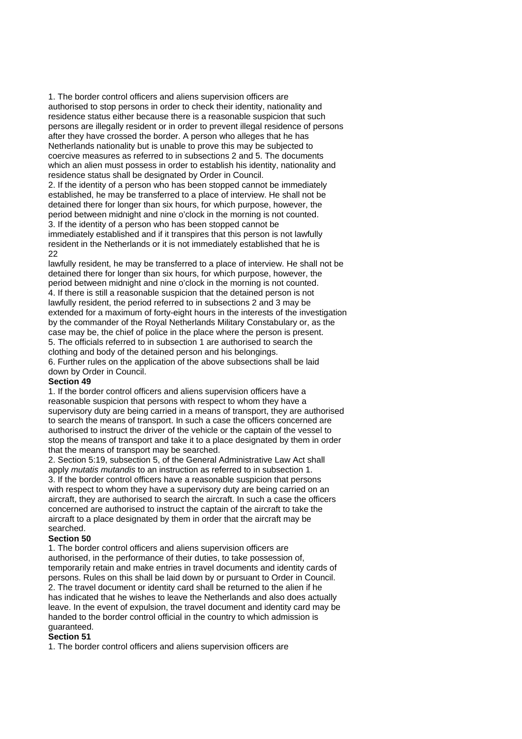1. The border control officers and aliens supervision officers are authorised to stop persons in order to check their identity, nationality and residence status either because there is a reasonable suspicion that such persons are illegally resident or in order to prevent illegal residence of persons after they have crossed the border. A person who alleges that he has Netherlands nationality but is unable to prove this may be subjected to coercive measures as referred to in subsections 2 and 5. The documents which an alien must possess in order to establish his identity, nationality and residence status shall be designated by Order in Council.

2. If the identity of a person who has been stopped cannot be immediately established, he may be transferred to a place of interview. He shall not be detained there for longer than six hours, for which purpose, however, the period between midnight and nine o'clock in the morning is not counted.

3. If the identity of a person who has been stopped cannot be immediately established and if it transpires that this person is not lawfully resident in the Netherlands or it is not immediately established that he is lawfully resident, he may be transferred to a place of interview. He shall not be detained there for longer than six hours, for which purpose, however, the period between midnight and nine o'clock in the morning is not counted.

4. If there is still a reasonable suspicion that the detained person is not lawfully resident, the period referred to in subsections 2 and 3 may be extended for a maximum of forty-eight hours in the interests of the investigation by the commander of the Royal Netherlands Military Constabulary or, as the case may be, the chief of police in the place where the person is present.

5. The officials referred to in subsection 1 are authorised to search the clothing and body of the detained person and his belongings.

6. Further rules on the application of the above subsections shall be laid down by Order in Council.

**Section 49**

1. If the border control officers and aliens supervision officers have a reasonable suspicion that persons with respect to whom they have a supervisory duty are being carried in a means of transport, they are authorised to search the means of transport. In such a case the officers concerned are authorised to instruct the driver of the vehicle or the captain of the vessel to stop the means of transport and take it to a place designated by them in order that the means of transport may be searched.

2. Section 5:19, subsection 5, of the General Administrative Law Act shall apply *mutatis mutandis* to an instruction as referred to in subsection 1.

3. If the border control officers have a reasonable suspicion that persons with respect to whom they have a supervisory duty are being carried on an aircraft, they are authorised to search the aircraft. In such a case the officers concerned are authorised to instruct the captain of the aircraft to take the aircraft to a place designated by them in order that the aircraft may be searched.

**Section 50**

1. The border control officers and aliens supervision officers are authorised, in the performance of their duties, to take possession of, temporarily retain and make entries in travel documents and identity cards of persons. Rules on this shall be laid down by or pursuant to Order in Council.

2. The travel document or identity card shall be returned to the alien if he has indicated that he wishes to leave the Netherlands and also does actually leave. In the event of expulsion, the travel document and identity card may be handed to the border control official in the country to which admission is guaranteed.

**Section 51**

1. The border control officers and aliens supervision officers are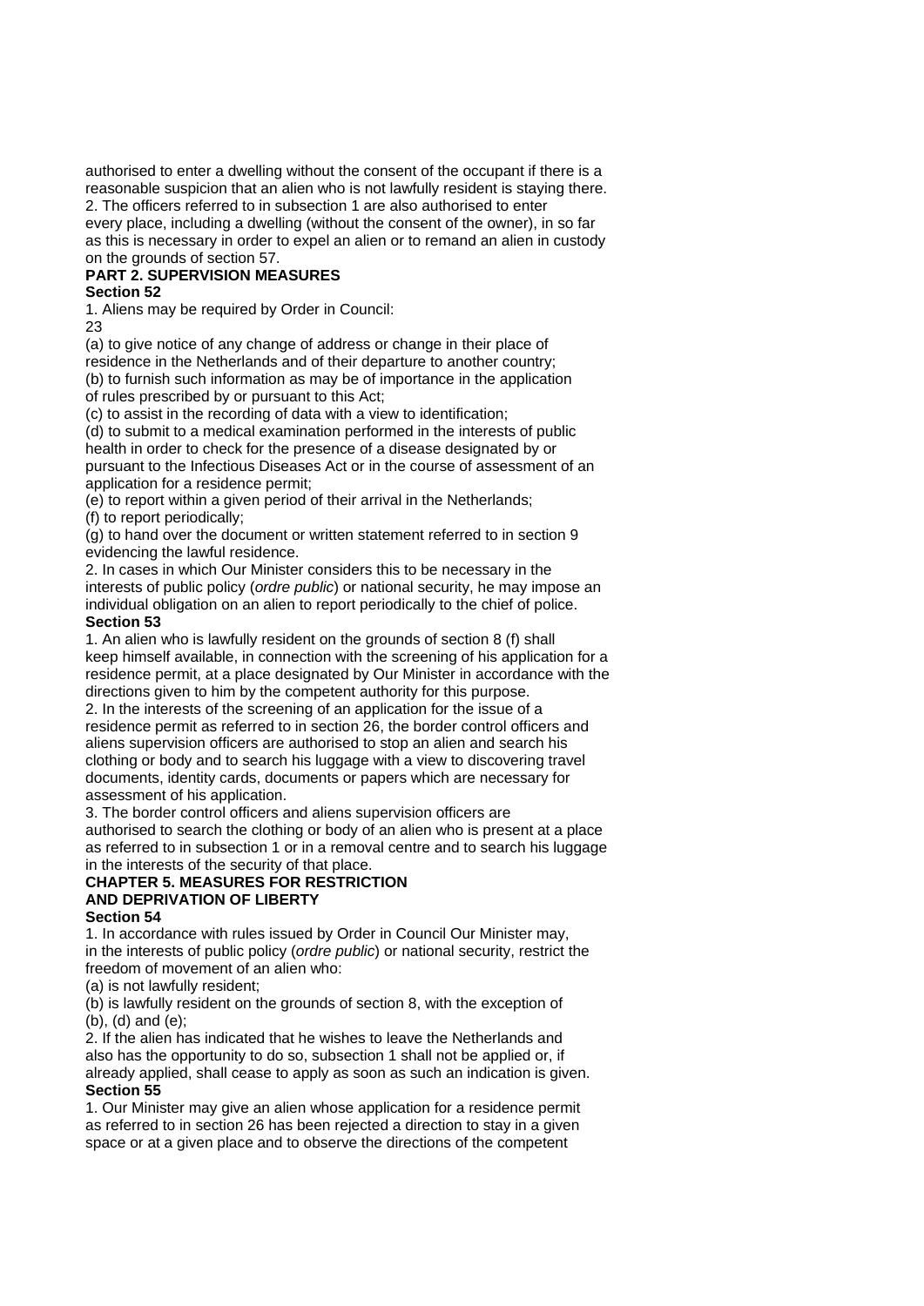authorised to enter a dwelling without the consent of the occupant if there is a reasonable suspicion that an alien who is not lawfully resident is staying there.
2. The officers referred to in subsection 1 are also authorised to enter every place, including a dwelling (without the consent of the owner), in so far as this is necessary in order to expel an alien or to remand an alien in custody on the grounds of section 57.

## PART 2. SUPERVISION MEASURES

### Section 52

1. Aliens may be required by Order in Council:

(a) to give notice of any change of address or change in their place of residence in the Netherlands and of their departure to another country;
(b) to furnish such information as may be of importance in the application of rules prescribed by or pursuant to this Act;
(c) to assist in the recording of data with a view to identification;
(d) to submit to a medical examination performed in the interests of public health in order to check for the presence of a disease designated by or pursuant to the Infectious Diseases Act or in the course of assessment of an application for a residence permit;
(e) to report within a given period of their arrival in the Netherlands;
(f) to report periodically;
(g) to hand over the document or written statement referred to in section 9 evidencing the lawful residence.

2. In cases in which Our Minister considers this to be necessary in the interests of public policy (*ordre public*) or national security, he may impose an individual obligation on an alien to report periodically to the chief of police.

### Section 53

1. An alien who is lawfully resident on the grounds of section 8 (f) shall keep himself available, in connection with the screening of his application for a residence permit, at a place designated by Our Minister in accordance with the directions given to him by the competent authority for this purpose.
2. In the interests of the screening of an application for the issue of a residence permit as referred to in section 26, the border control officers and aliens supervision officers are authorised to stop an alien and search his clothing or body and to search his luggage with a view to discovering travel documents, identity cards, documents or papers which are necessary for assessment of his application.
3. The border control officers and aliens supervision officers are authorised to search the clothing or body of an alien who is present at a place as referred to in subsection 1 or in a removal centre and to search his luggage in the interests of the security of that place.

## CHAPTER 5. MEASURES FOR RESTRICTION AND DEPRIVATION OF LIBERTY

### Section 54

1. In accordance with rules issued by Order in Council Our Minister may, in the interests of public policy (*ordre public*) or national security, restrict the freedom of movement of an alien who:

(a) is not lawfully resident;
(b) is lawfully resident on the grounds of section 8, with the exception of (b), (d) and (e);

2. If the alien has indicated that he wishes to leave the Netherlands and also has the opportunity to do so, subsection 1 shall not be applied or, if already applied, shall cease to apply as soon as such an indication is given.

### Section 55

1. Our Minister may give an alien whose application for a residence permit as referred to in section 26 has been rejected a direction to stay in a given space or at a given place and to observe the directions of the competent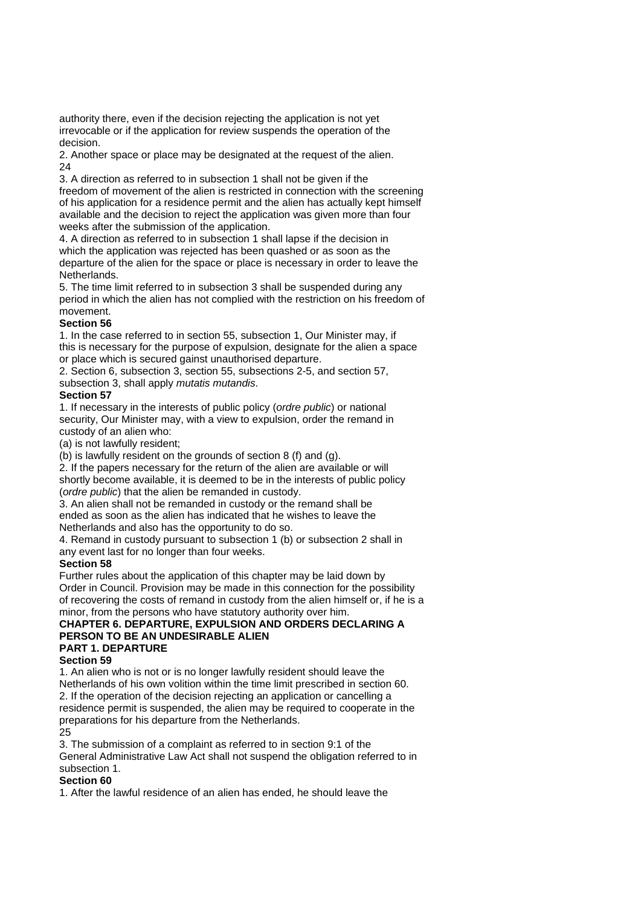authority there, even if the decision rejecting the application is not yet irrevocable or if the application for review suspends the operation of the decision.

2. Another space or place may be designated at the request of the alien.

3. A direction as referred to in subsection 1 shall not be given if the freedom of movement of the alien is restricted in connection with the screening of his application for a residence permit and the alien has actually kept himself available and the decision to reject the application was given more than four weeks after the submission of the application.

4. A direction as referred to in subsection 1 shall lapse if the decision in which the application was rejected has been quashed or as soon as the departure of the alien for the space or place is necessary in order to leave the Netherlands.

5. The time limit referred to in subsection 3 shall be suspended during any period in which the alien has not complied with the restriction on his freedom of movement.

**Section 56**

1. In the case referred to in section 55, subsection 1, Our Minister may, if this is necessary for the purpose of expulsion, designate for the alien a space or place which is secured gainst unauthorised departure.

2. Section 6, subsection 3, section 55, subsections 2-5, and section 57, subsection 3, shall apply *mutatis mutandis*.

**Section 57**

1. If necessary in the interests of public policy (*ordre public*) or national security, Our Minister may, with a view to expulsion, order the remand in custody of an alien who:

(a) is not lawfully resident;

(b) is lawfully resident on the grounds of section 8 (f) and (g).

2. If the papers necessary for the return of the alien are available or will shortly become available, it is deemed to be in the interests of public policy (*ordre public*) that the alien be remanded in custody.

3. An alien shall not be remanded in custody or the remand shall be ended as soon as the alien has indicated that he wishes to leave the Netherlands and also has the opportunity to do so.

4. Remand in custody pursuant to subsection 1 (b) or subsection 2 shall in any event last for no longer than four weeks.

**Section 58**

Further rules about the application of this chapter may be laid down by Order in Council. Provision may be made in this connection for the possibility of recovering the costs of remand in custody from the alien himself or, if he is a minor, from the persons who have statutory authority over him.

## CHAPTER 6. DEPARTURE, EXPULSION AND ORDERS DECLARING A PERSON TO BE AN UNDESIRABLE ALIEN

### PART 1. DEPARTURE

**Section 59**

1. An alien who is not or is no longer lawfully resident should leave the Netherlands of his own volition within the time limit prescribed in section 60.

2. If the operation of the decision rejecting an application or cancelling a residence permit is suspended, the alien may be required to cooperate in the preparations for his departure from the Netherlands.

3. The submission of a complaint as referred to in section 9:1 of the General Administrative Law Act shall not suspend the obligation referred to in subsection 1.

**Section 60**

1. After the lawful residence of an alien has ended, he should leave the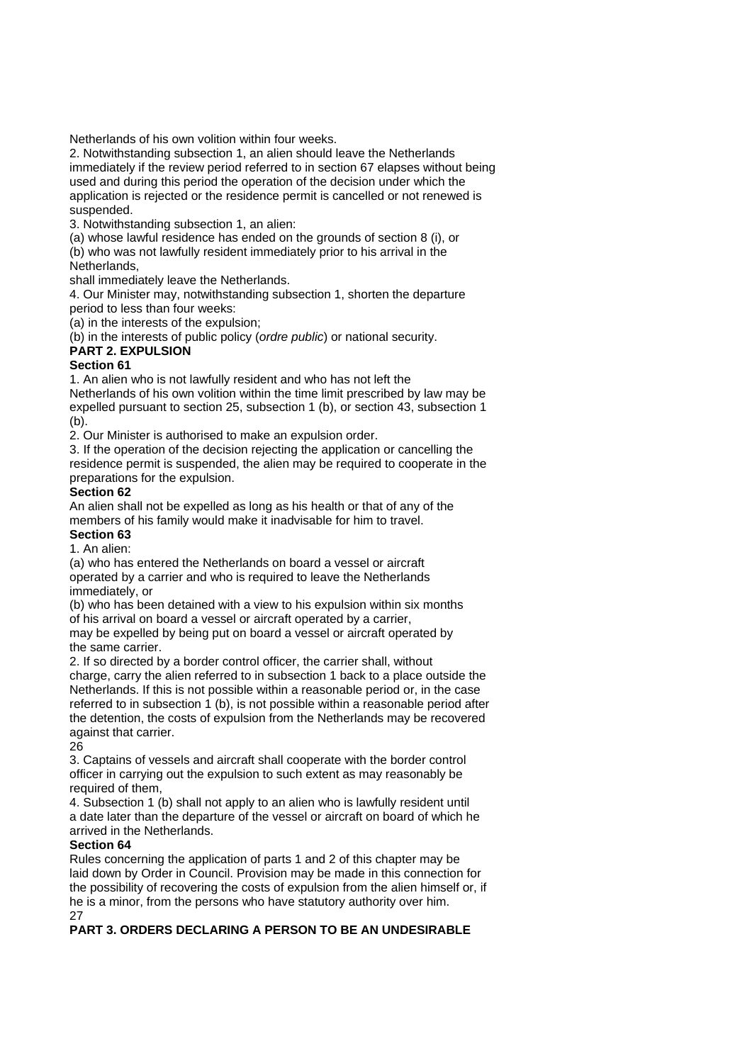Netherlands of his own volition within four weeks.

2. Notwithstanding subsection 1, an alien should leave the Netherlands immediately if the review period referred to in section 67 elapses without being used and during this period the operation of the decision under which the application is rejected or the residence permit is cancelled or not renewed is suspended.

3. Notwithstanding subsection 1, an alien:

(a) whose lawful residence has ended on the grounds of section 8 (i), or

(b) who was not lawfully resident immediately prior to his arrival in the Netherlands,

shall immediately leave the Netherlands.

4. Our Minister may, notwithstanding subsection 1, shorten the departure period to less than four weeks:

(a) in the interests of the expulsion;

(b) in the interests of public policy (*ordre public*) or national security.

## PART 2. EXPULSION

### Section 61

1. An alien who is not lawfully resident and who has not left the Netherlands of his own volition within the time limit prescribed by law may be expelled pursuant to section 25, subsection 1 (b), or section 43, subsection 1 (b).

2. Our Minister is authorised to make an expulsion order.

3. If the operation of the decision rejecting the application or cancelling the residence permit is suspended, the alien may be required to cooperate in the preparations for the expulsion.

### Section 62

An alien shall not be expelled as long as his health or that of any of the members of his family would make it inadvisable for him to travel.

### Section 63

1. An alien:

(a) who has entered the Netherlands on board a vessel or aircraft operated by a carrier and who is required to leave the Netherlands immediately, or

(b) who has been detained with a view to his expulsion within six months of his arrival on board a vessel or aircraft operated by a carrier,

may be expelled by being put on board a vessel or aircraft operated by the same carrier.

2. If so directed by a border control officer, the carrier shall, without charge, carry the alien referred to in subsection 1 back to a place outside the Netherlands. If this is not possible within a reasonable period or, in the case referred to in subsection 1 (b), is not possible within a reasonable period after the detention, the costs of expulsion from the Netherlands may be recovered against that carrier.

3. Captains of vessels and aircraft shall cooperate with the border control officer in carrying out the expulsion to such extent as may reasonably be required of them,

4. Subsection 1 (b) shall not apply to an alien who is lawfully resident until a date later than the departure of the vessel or aircraft on board of which he arrived in the Netherlands.

### Section 64

Rules concerning the application of parts 1 and 2 of this chapter may be laid down by Order in Council. Provision may be made in this connection for the possibility of recovering the costs of expulsion from the alien himself or, if he is a minor, from the persons who have statutory authority over him.

## PART 3. ORDERS DECLARING A PERSON TO BE AN UNDESIRABLE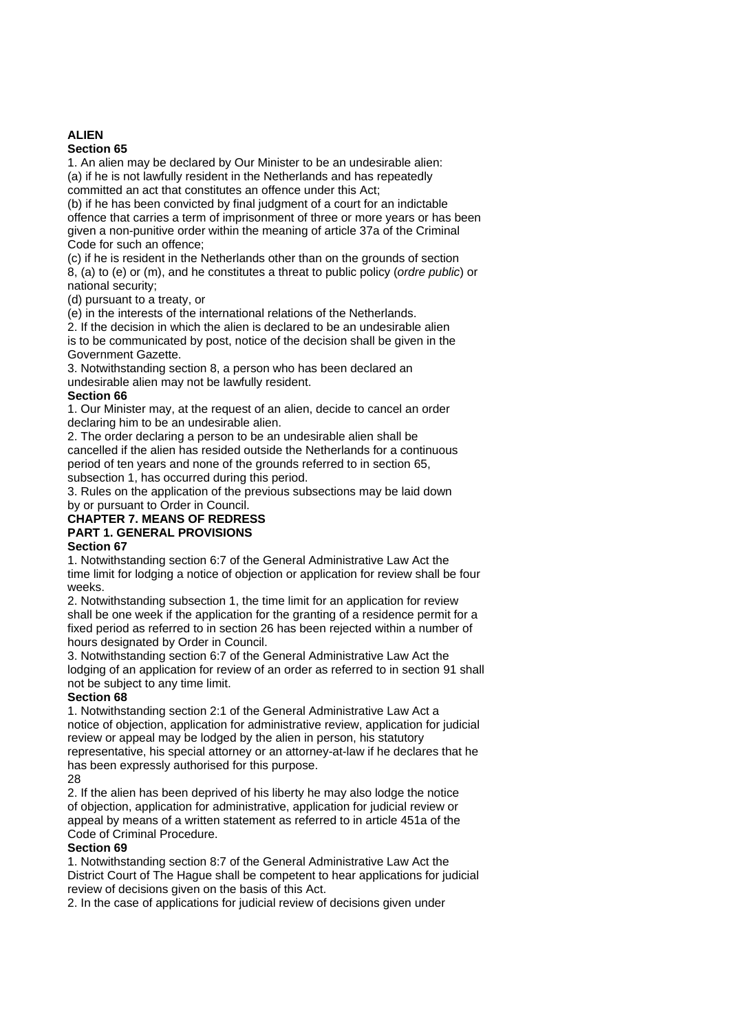**ALIEN**

**Section 65**

1. An alien may be declared by Our Minister to be an undesirable alien:
(a) if he is not lawfully resident in the Netherlands and has repeatedly committed an act that constitutes an offence under this Act;
(b) if he has been convicted by final judgment of a court for an indictable offence that carries a term of imprisonment of three or more years or has been given a non-punitive order within the meaning of article 37a of the Criminal Code for such an offence;
(c) if he is resident in the Netherlands other than on the grounds of section 8, (a) to (e) or (m), and he constitutes a threat to public policy (*ordre public*) or national security;
(d) pursuant to a treaty, or
(e) in the interests of the international relations of the Netherlands.
2. If the decision in which the alien is declared to be an undesirable alien is to be communicated by post, notice of the decision shall be given in the Government Gazette.
3. Notwithstanding section 8, a person who has been declared an undesirable alien may not be lawfully resident.

**Section 66**

1. Our Minister may, at the request of an alien, decide to cancel an order declaring him to be an undesirable alien.
2. The order declaring a person to be an undesirable alien shall be cancelled if the alien has resided outside the Netherlands for a continuous period of ten years and none of the grounds referred to in section 65, subsection 1, has occurred during this period.
3. Rules on the application of the previous subsections may be laid down by or pursuant to Order in Council.

**CHAPTER 7. MEANS OF REDRESS**

**PART 1. GENERAL PROVISIONS**

**Section 67**

1. Notwithstanding section 6:7 of the General Administrative Law Act the time limit for lodging a notice of objection or application for review shall be four weeks.
2. Notwithstanding subsection 1, the time limit for an application for review shall be one week if the application for the granting of a residence permit for a fixed period as referred to in section 26 has been rejected within a number of hours designated by Order in Council.
3. Notwithstanding section 6:7 of the General Administrative Law Act the lodging of an application for review of an order as referred to in section 91 shall not be subject to any time limit.

**Section 68**

1. Notwithstanding section 2:1 of the General Administrative Law Act a notice of objection, application for administrative review, application for judicial review or appeal may be lodged by the alien in person, his statutory representative, his special attorney or an attorney-at-law if he declares that he has been expressly authorised for this purpose.
2. If the alien has been deprived of his liberty he may also lodge the notice of objection, application for administrative, application for judicial review or appeal by means of a written statement as referred to in article 451a of the Code of Criminal Procedure.

**Section 69**

1. Notwithstanding section 8:7 of the General Administrative Law Act the District Court of The Hague shall be competent to hear applications for judicial review of decisions given on the basis of this Act.
2. In the case of applications for judicial review of decisions given under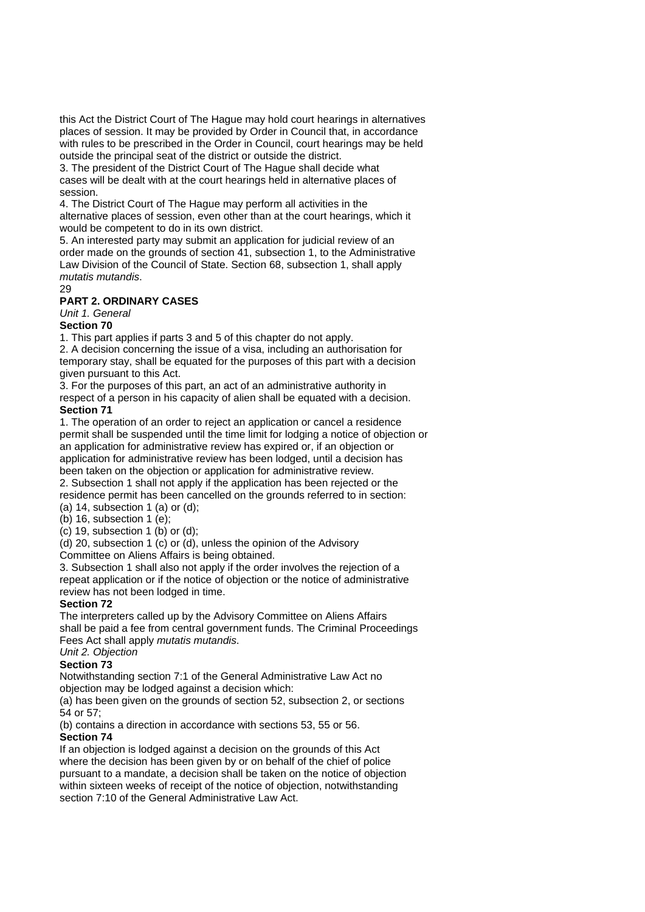this Act the District Court of The Hague may hold court hearings in alternatives places of session. It may be provided by Order in Council that, in accordance with rules to be prescribed in the Order in Council, court hearings may be held outside the principal seat of the district or outside the district.
3. The president of the District Court of The Hague shall decide what cases will be dealt with at the court hearings held in alternative places of session.
4. The District Court of The Hague may perform all activities in the alternative places of session, even other than at the court hearings, which it would be competent to do in its own district.
5. An interested party may submit an application for judicial review of an order made on the grounds of section 41, subsection 1, to the Administrative Law Division of the Council of State. Section 68, subsection 1, shall apply *mutatis mutandis*.

## PART 2. ORDINARY CASES

*Unit 1. General*

**Section 70**

1. This part applies if parts 3 and 5 of this chapter do not apply.
2. A decision concerning the issue of a visa, including an authorisation for temporary stay, shall be equated for the purposes of this part with a decision given pursuant to this Act.
3. For the purposes of this part, an act of an administrative authority in respect of a person in his capacity of alien shall be equated with a decision.

**Section 71**

1. The operation of an order to reject an application or cancel a residence permit shall be suspended until the time limit for lodging a notice of objection or an application for administrative review has expired or, if an objection or application for administrative review has been lodged, until a decision has been taken on the objection or application for administrative review.
2. Subsection 1 shall not apply if the application has been rejected or the residence permit has been cancelled on the grounds referred to in section:
(a) 14, subsection 1 (a) or (d);
(b) 16, subsection 1 (e);
(c) 19, subsection 1 (b) or (d);
(d) 20, subsection 1 (c) or (d), unless the opinion of the Advisory Committee on Aliens Affairs is being obtained.
3. Subsection 1 shall also not apply if the order involves the rejection of a repeat application or if the notice of objection or the notice of administrative review has not been lodged in time.

**Section 72**

The interpreters called up by the Advisory Committee on Aliens Affairs shall be paid a fee from central government funds. The Criminal Proceedings Fees Act shall apply *mutatis mutandis*.

*Unit 2. Objection*

**Section 73**

Notwithstanding section 7:1 of the General Administrative Law Act no objection may be lodged against a decision which:
(a) has been given on the grounds of section 52, subsection 2, or sections 54 or 57;
(b) contains a direction in accordance with sections 53, 55 or 56.

**Section 74**

If an objection is lodged against a decision on the grounds of this Act where the decision has been given by or on behalf of the chief of police pursuant to a mandate, a decision shall be taken on the notice of objection within sixteen weeks of receipt of the notice of objection, notwithstanding section 7:10 of the General Administrative Law Act.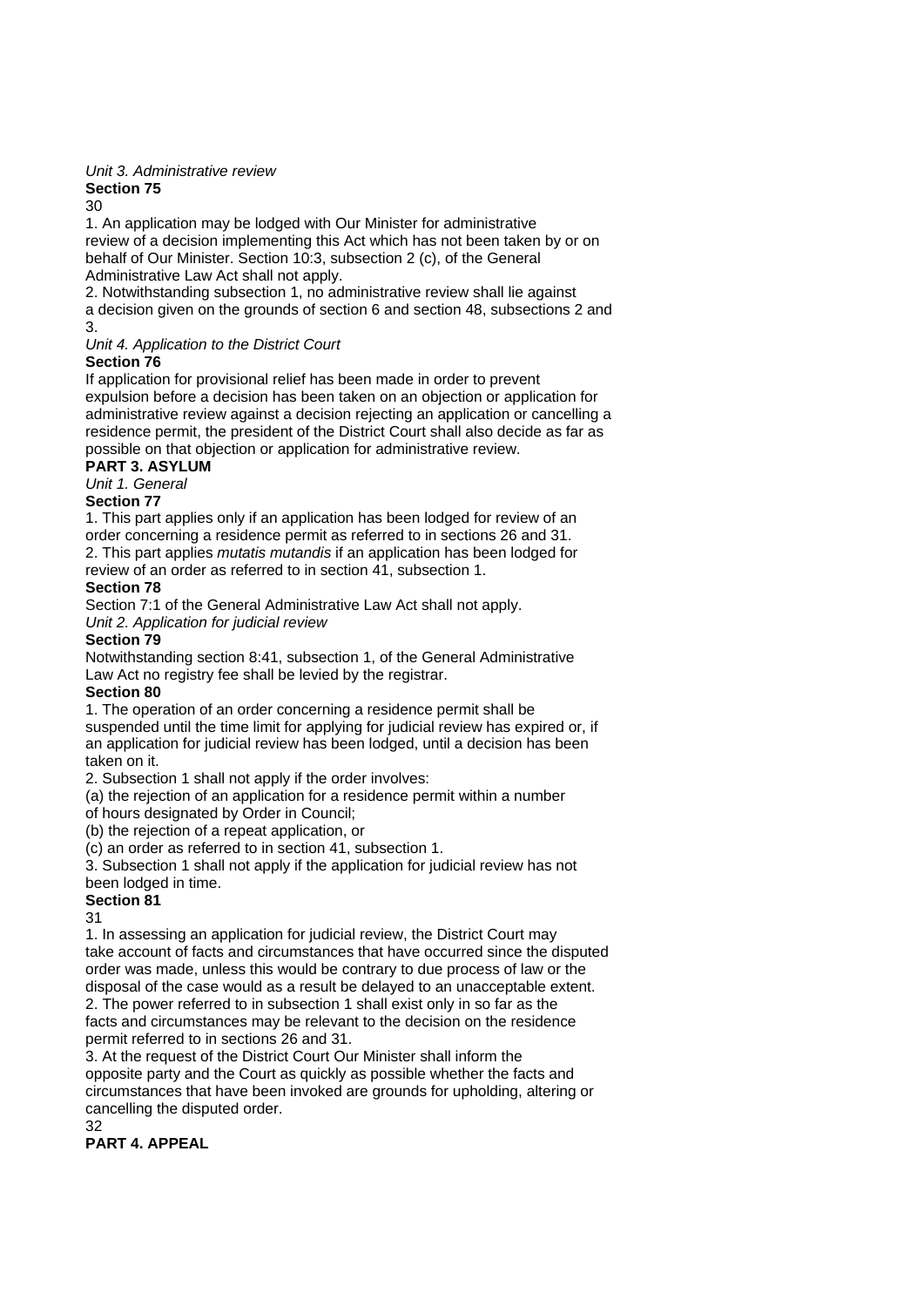*Unit 3. Administrative review*

**Section 75**

30

1. An application may be lodged with Our Minister for administrative review of a decision implementing this Act which has not been taken by or on behalf of Our Minister. Section 10:3, subsection 2 (c), of the General Administrative Law Act shall not apply.
2. Notwithstanding subsection 1, no administrative review shall lie against a decision given on the grounds of section 6 and section 48, subsections 2 and 3.

*Unit 4. Application to the District Court*

**Section 76**

If application for provisional relief has been made in order to prevent expulsion before a decision has been taken on an objection or application for administrative review against a decision rejecting an application or cancelling a residence permit, the president of the District Court shall also decide as far as possible on that objection or application for administrative review.

**PART 3. ASYLUM**

*Unit 1. General*

**Section 77**

1. This part applies only if an application has been lodged for review of an order concerning a residence permit as referred to in sections 26 and 31.
2. This part applies *mutatis mutandis* if an application has been lodged for review of an order as referred to in section 41, subsection 1.

**Section 78**

Section 7:1 of the General Administrative Law Act shall not apply.

*Unit 2. Application for judicial review*

**Section 79**

Notwithstanding section 8:41, subsection 1, of the General Administrative Law Act no registry fee shall be levied by the registrar.

**Section 80**

1. The operation of an order concerning a residence permit shall be suspended until the time limit for applying for judicial review has expired or, if an application for judicial review has been lodged, until a decision has been taken on it.
2. Subsection 1 shall not apply if the order involves:

(a) the rejection of an application for a residence permit within a number of hours designated by Order in Council;

(b) the rejection of a repeat application, or

(c) an order as referred to in section 41, subsection 1.

3. Subsection 1 shall not apply if the application for judicial review has not been lodged in time.

**Section 81**

31

1. In assessing an application for judicial review, the District Court may take account of facts and circumstances that have occurred since the disputed order was made, unless this would be contrary to due process of law or the disposal of the case would as a result be delayed to an unacceptable extent.
2. The power referred to in subsection 1 shall exist only in so far as the facts and circumstances may be relevant to the decision on the residence permit referred to in sections 26 and 31.
3. At the request of the District Court Our Minister shall inform the opposite party and the Court as quickly as possible whether the facts and circumstances that have been invoked are grounds for upholding, altering or cancelling the disputed order.

32

**PART 4. APPEAL**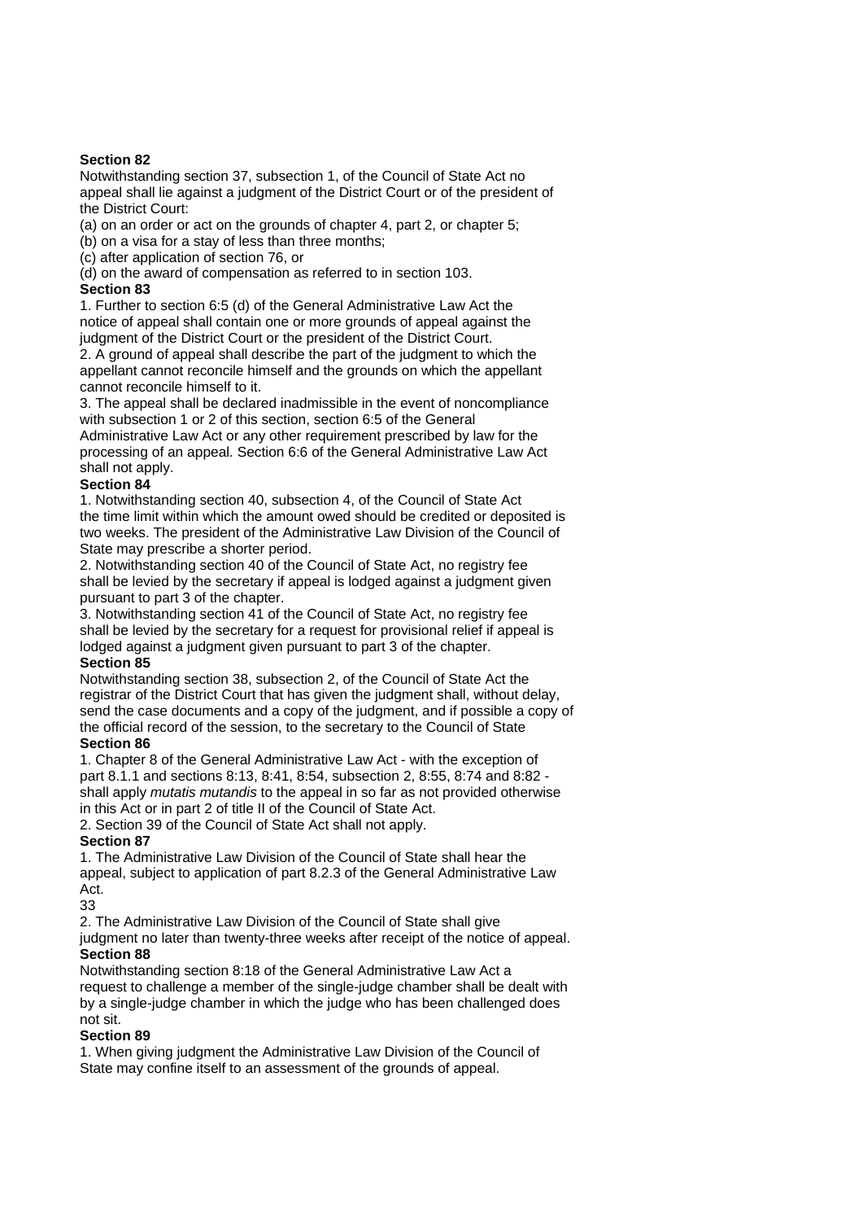**Section 82**

Notwithstanding section 37, subsection 1, of the Council of State Act no appeal shall lie against a judgment of the District Court or of the president of the District Court:

(a) on an order or act on the grounds of chapter 4, part 2, or chapter 5;

(b) on a visa for a stay of less than three months;

(c) after application of section 76, or

(d) on the award of compensation as referred to in section 103.

**Section 83**

1. Further to section 6:5 (d) of the General Administrative Law Act the notice of appeal shall contain one or more grounds of appeal against the judgment of the District Court or the president of the District Court.
2. A ground of appeal shall describe the part of the judgment to which the appellant cannot reconcile himself and the grounds on which the appellant cannot reconcile himself to it.
3. The appeal shall be declared inadmissible in the event of noncompliance with subsection 1 or 2 of this section, section 6:5 of the General Administrative Law Act or any other requirement prescribed by law for the processing of an appeal. Section 6:6 of the General Administrative Law Act shall not apply.

**Section 84**

1. Notwithstanding section 40, subsection 4, of the Council of State Act the time limit within which the amount owed should be credited or deposited is two weeks. The president of the Administrative Law Division of the Council of State may prescribe a shorter period.
2. Notwithstanding section 40 of the Council of State Act, no registry fee shall be levied by the secretary if appeal is lodged against a judgment given pursuant to part 3 of the chapter.
3. Notwithstanding section 41 of the Council of State Act, no registry fee shall be levied by the secretary for a request for provisional relief if appeal is lodged against a judgment given pursuant to part 3 of the chapter.

**Section 85**

Notwithstanding section 38, subsection 2, of the Council of State Act the registrar of the District Court that has given the judgment shall, without delay, send the case documents and a copy of the judgment, and if possible a copy of the official record of the session, to the secretary to the Council of State

**Section 86**

1. Chapter 8 of the General Administrative Law Act - with the exception of part 8.1.1 and sections 8:13, 8:41, 8:54, subsection 2, 8:55, 8:74 and 8:82 - shall apply *mutatis mutandis* to the appeal in so far as not provided otherwise in this Act or in part 2 of title II of the Council of State Act.
2. Section 39 of the Council of State Act shall not apply.

**Section 87**

1. The Administrative Law Division of the Council of State shall hear the appeal, subject to application of part 8.2.3 of the General Administrative Law Act.
2. The Administrative Law Division of the Council of State shall give judgment no later than twenty-three weeks after receipt of the notice of appeal.

**Section 88**

Notwithstanding section 8:18 of the General Administrative Law Act a request to challenge a member of the single-judge chamber shall be dealt with by a single-judge chamber in which the judge who has been challenged does not sit.

**Section 89**

1. When giving judgment the Administrative Law Division of the Council of State may confine itself to an assessment of the grounds of appeal.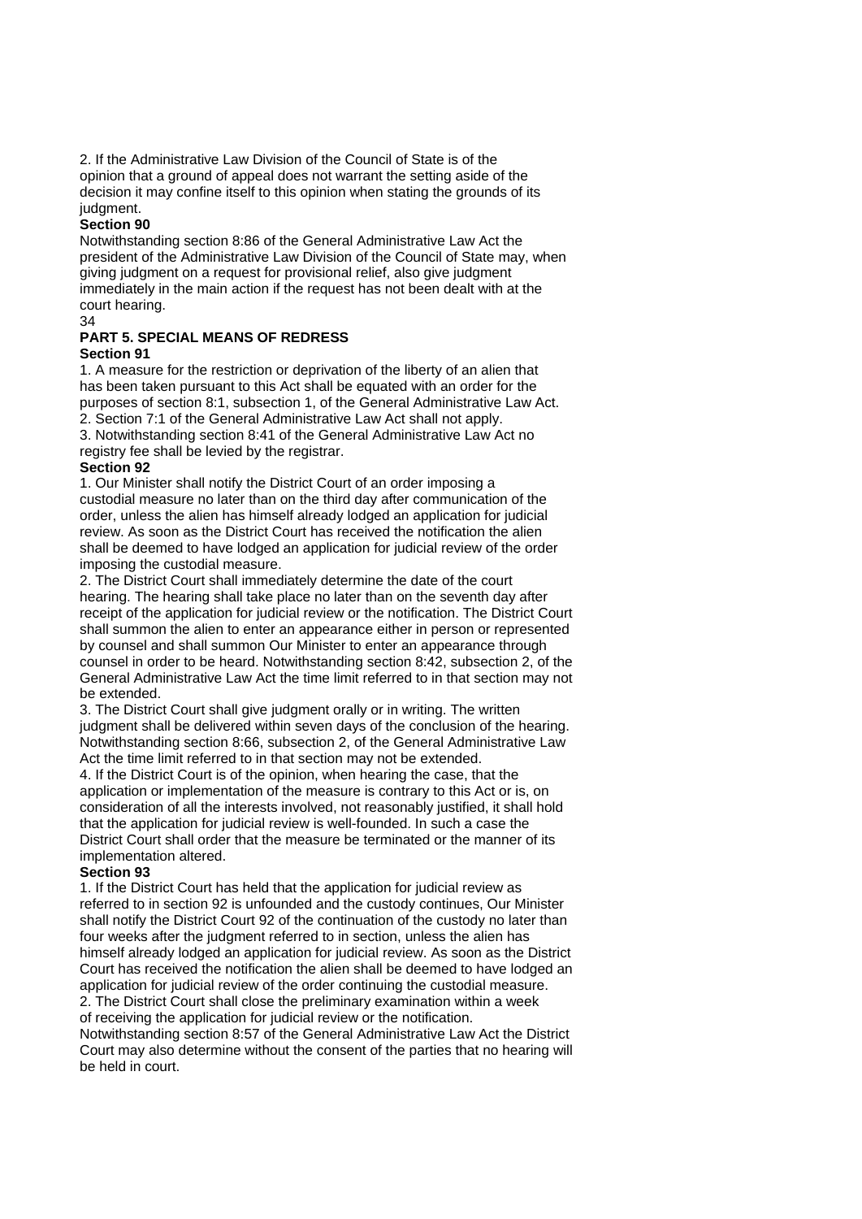2. If the Administrative Law Division of the Council of State is of the opinion that a ground of appeal does not warrant the setting aside of the decision it may confine itself to this opinion when stating the grounds of its judgment.

**Section 90**

Notwithstanding section 8:86 of the General Administrative Law Act the president of the Administrative Law Division of the Council of State may, when giving judgment on a request for provisional relief, also give judgment immediately in the main action if the request has not been dealt with at the court hearing.

## PART 5. SPECIAL MEANS OF REDRESS

**Section 91**

1. A measure for the restriction or deprivation of the liberty of an alien that has been taken pursuant to this Act shall be equated with an order for the purposes of section 8:1, subsection 1, of the General Administrative Law Act.
2. Section 7:1 of the General Administrative Law Act shall not apply.
3. Notwithstanding section 8:41 of the General Administrative Law Act no registry fee shall be levied by the registrar.

**Section 92**

1. Our Minister shall notify the District Court of an order imposing a custodial measure no later than on the third day after communication of the order, unless the alien has himself already lodged an application for judicial review. As soon as the District Court has received the notification the alien shall be deemed to have lodged an application for judicial review of the order imposing the custodial measure.
2. The District Court shall immediately determine the date of the court hearing. The hearing shall take place no later than on the seventh day after receipt of the application for judicial review or the notification. The District Court shall summon the alien to enter an appearance either in person or represented by counsel and shall summon Our Minister to enter an appearance through counsel in order to be heard. Notwithstanding section 8:42, subsection 2, of the General Administrative Law Act the time limit referred to in that section may not be extended.
3. The District Court shall give judgment orally or in writing. The written judgment shall be delivered within seven days of the conclusion of the hearing. Notwithstanding section 8:66, subsection 2, of the General Administrative Law Act the time limit referred to in that section may not be extended.
4. If the District Court is of the opinion, when hearing the case, that the application or implementation of the measure is contrary to this Act or is, on consideration of all the interests involved, not reasonably justified, it shall hold that the application for judicial review is well-founded. In such a case the District Court shall order that the measure be terminated or the manner of its implementation altered.

**Section 93**

1. If the District Court has held that the application for judicial review as referred to in section 92 is unfounded and the custody continues, Our Minister shall notify the District Court 92 of the continuation of the custody no later than four weeks after the judgment referred to in section, unless the alien has himself already lodged an application for judicial review. As soon as the District Court has received the notification the alien shall be deemed to have lodged an application for judicial review of the order continuing the custodial measure.
2. The District Court shall close the preliminary examination within a week of receiving the application for judicial review or the notification. Notwithstanding section 8:57 of the General Administrative Law Act the District Court may also determine without the consent of the parties that no hearing will be held in court.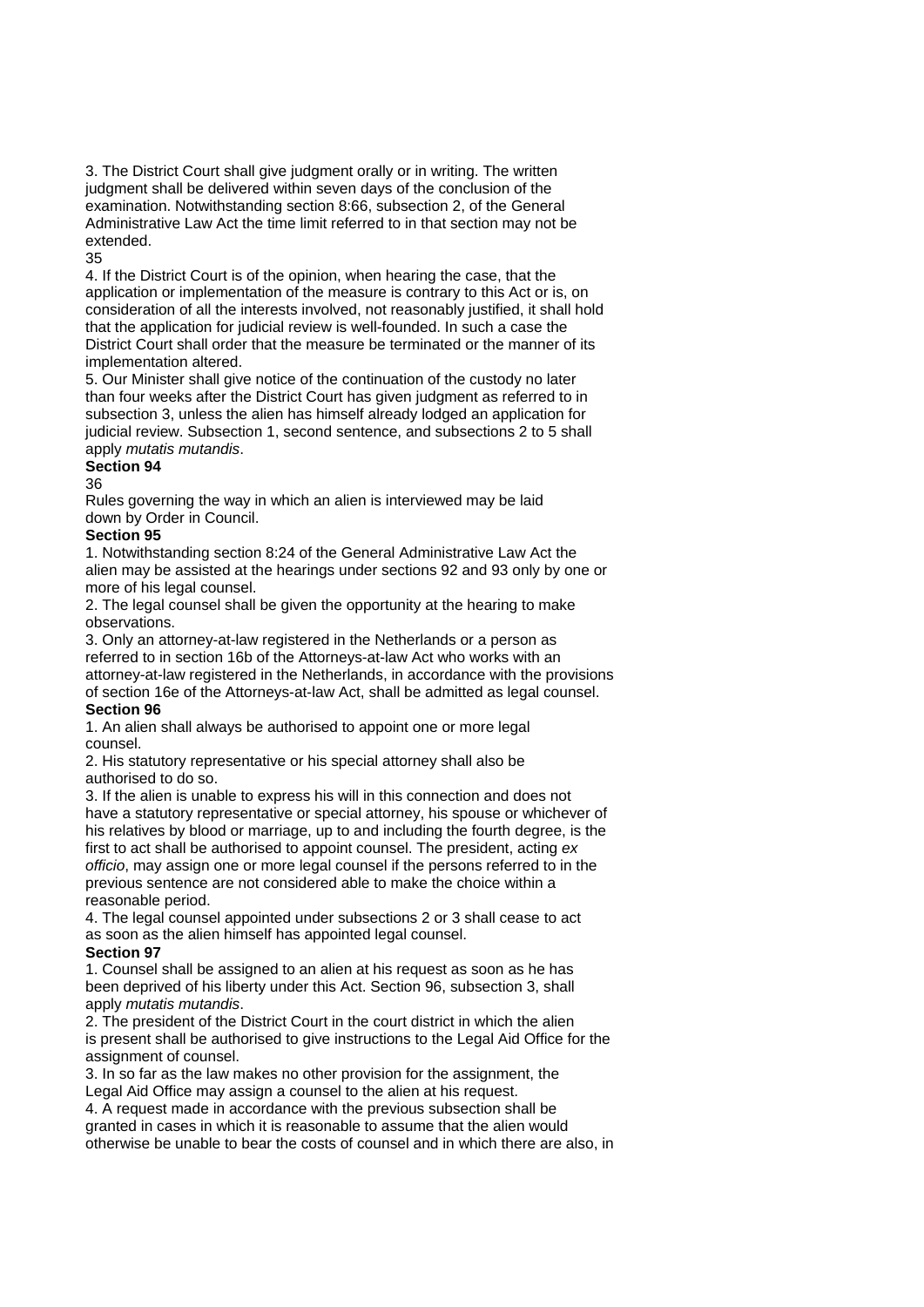3. The District Court shall give judgment orally or in writing. The written judgment shall be delivered within seven days of the conclusion of the examination. Notwithstanding section 8:66, subsection 2, of the General Administrative Law Act the time limit referred to in that section may not be extended.

35

4. If the District Court is of the opinion, when hearing the case, that the application or implementation of the measure is contrary to this Act or is, on consideration of all the interests involved, not reasonably justified, it shall hold that the application for judicial review is well-founded. In such a case the District Court shall order that the measure be terminated or the manner of its implementation altered.

5. Our Minister shall give notice of the continuation of the custody no later than four weeks after the District Court has given judgment as referred to in subsection 3, unless the alien has himself already lodged an application for judicial review. Subsection 1, second sentence, and subsections 2 to 5 shall apply *mutatis mutandis*.

**Section 94**

36

Rules governing the way in which an alien is interviewed may be laid down by Order in Council.

**Section 95**

1. Notwithstanding section 8:24 of the General Administrative Law Act the alien may be assisted at the hearings under sections 92 and 93 only by one or more of his legal counsel.

2. The legal counsel shall be given the opportunity at the hearing to make observations.

3. Only an attorney-at-law registered in the Netherlands or a person as referred to in section 16b of the Attorneys-at-law Act who works with an attorney-at-law registered in the Netherlands, in accordance with the provisions of section 16e of the Attorneys-at-law Act, shall be admitted as legal counsel.

**Section 96**

1. An alien shall always be authorised to appoint one or more legal counsel.

2. His statutory representative or his special attorney shall also be authorised to do so.

3. If the alien is unable to express his will in this connection and does not have a statutory representative or special attorney, his spouse or whichever of his relatives by blood or marriage, up to and including the fourth degree, is the first to act shall be authorised to appoint counsel. The president, acting *ex officio*, may assign one or more legal counsel if the persons referred to in the previous sentence are not considered able to make the choice within a reasonable period.

4. The legal counsel appointed under subsections 2 or 3 shall cease to act as soon as the alien himself has appointed legal counsel.

**Section 97**

1. Counsel shall be assigned to an alien at his request as soon as he has been deprived of his liberty under this Act. Section 96, subsection 3, shall apply *mutatis mutandis*.

2. The president of the District Court in the court district in which the alien is present shall be authorised to give instructions to the Legal Aid Office for the assignment of counsel.

3. In so far as the law makes no other provision for the assignment, the Legal Aid Office may assign a counsel to the alien at his request.

4. A request made in accordance with the previous subsection shall be granted in cases in which it is reasonable to assume that the alien would otherwise be unable to bear the costs of counsel and in which there are also, in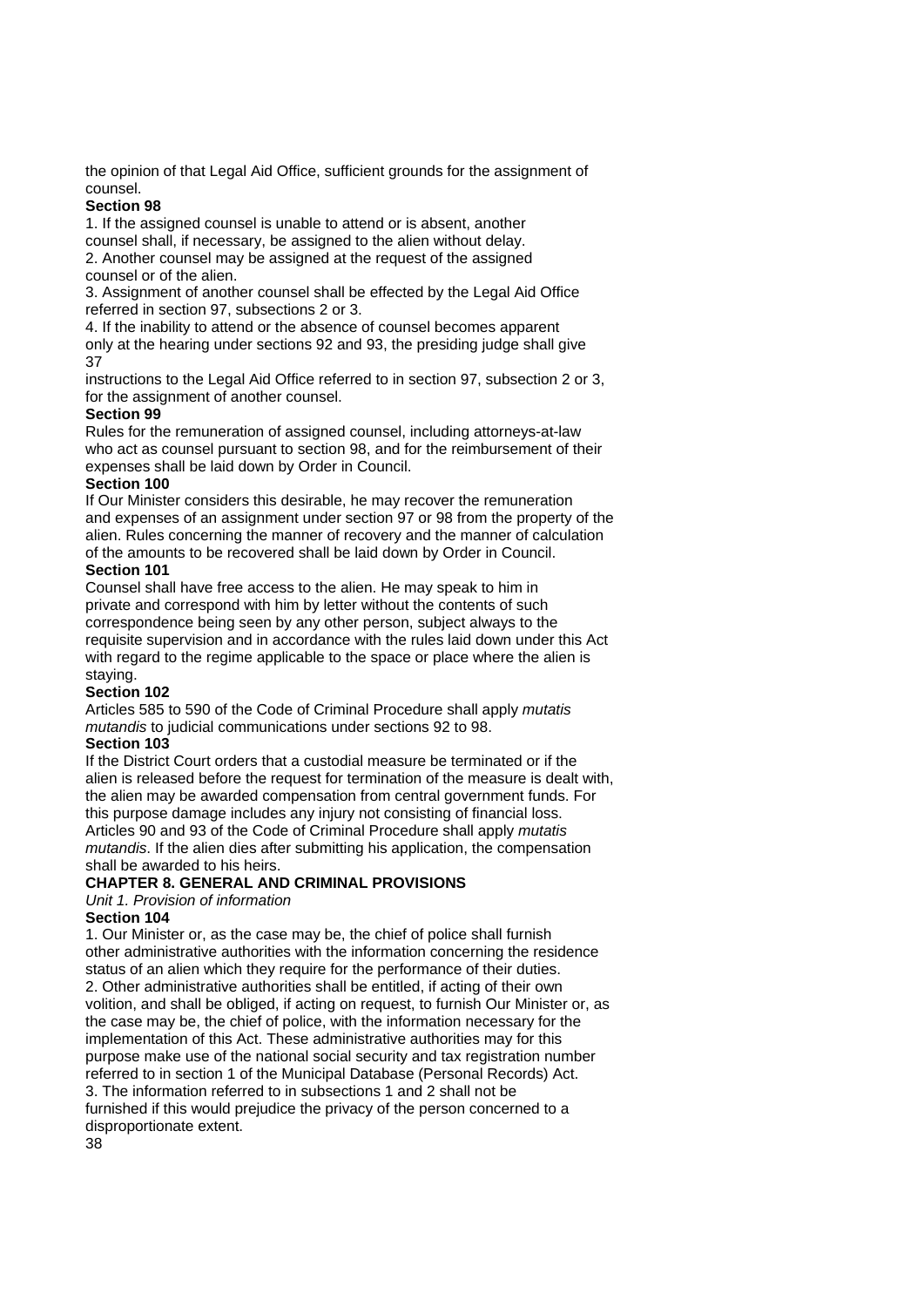the opinion of that Legal Aid Office, sufficient grounds for the assignment of counsel.

**Section 98**

1. If the assigned counsel is unable to attend or is absent, another counsel shall, if necessary, be assigned to the alien without delay.
2. Another counsel may be assigned at the request of the assigned counsel or of the alien.
3. Assignment of another counsel shall be effected by the Legal Aid Office referred in section 97, subsections 2 or 3.
4. If the inability to attend or the absence of counsel becomes apparent only at the hearing under sections 92 and 93, the presiding judge shall give instructions to the Legal Aid Office referred to in section 97, subsection 2 or 3, for the assignment of another counsel.

**Section 99**

Rules for the remuneration of assigned counsel, including attorneys-at-law who act as counsel pursuant to section 98, and for the reimbursement of their expenses shall be laid down by Order in Council.

**Section 100**

If Our Minister considers this desirable, he may recover the remuneration and expenses of an assignment under section 97 or 98 from the property of the alien. Rules concerning the manner of recovery and the manner of calculation of the amounts to be recovered shall be laid down by Order in Council.

**Section 101**

Counsel shall have free access to the alien. He may speak to him in private and correspond with him by letter without the contents of such correspondence being seen by any other person, subject always to the requisite supervision and in accordance with the rules laid down under this Act with regard to the regime applicable to the space or place where the alien is staying.

**Section 102**

Articles 585 to 590 of the Code of Criminal Procedure shall apply *mutatis mutandis* to judicial communications under sections 92 to 98.

**Section 103**

If the District Court orders that a custodial measure be terminated or if the alien is released before the request for termination of the measure is dealt with, the alien may be awarded compensation from central government funds. For this purpose damage includes any injury not consisting of financial loss. Articles 90 and 93 of the Code of Criminal Procedure shall apply *mutatis mutandis*. If the alien dies after submitting his application, the compensation shall be awarded to his heirs.

## CHAPTER 8. GENERAL AND CRIMINAL PROVISIONS

*Unit 1. Provision of information*

**Section 104**

1. Our Minister or, as the case may be, the chief of police shall furnish other administrative authorities with the information concerning the residence status of an alien which they require for the performance of their duties.
2. Other administrative authorities shall be entitled, if acting of their own volition, and shall be obliged, if acting on request, to furnish Our Minister or, as the case may be, the chief of police, with the information necessary for the implementation of this Act. These administrative authorities may for this purpose make use of the national social security and tax registration number referred to in section 1 of the Municipal Database (Personal Records) Act.
3. The information referred to in subsections 1 and 2 shall not be furnished if this would prejudice the privacy of the person concerned to a disproportionate extent.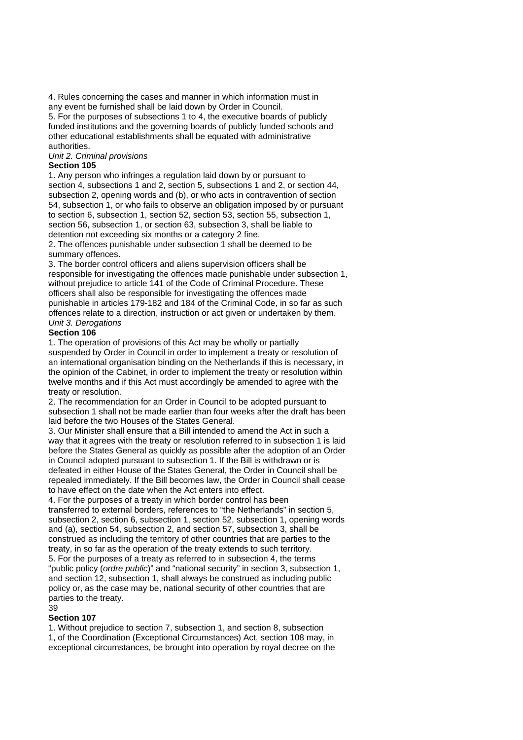4. Rules concerning the cases and manner in which information must in any event be furnished shall be laid down by Order in Council.
5. For the purposes of subsections 1 to 4, the executive boards of publicly funded institutions and the governing boards of publicly funded schools and other educational establishments shall be equated with administrative authorities.

*Unit 2. Criminal provisions*

**Section 105**

1. Any person who infringes a regulation laid down by or pursuant to section 4, subsections 1 and 2, section 5, subsections 1 and 2, or section 44, subsection 2, opening words and (b), or who acts in contravention of section 54, subsection 1, or who fails to observe an obligation imposed by or pursuant to section 6, subsection 1, section 52, section 53, section 55, subsection 1, section 56, subsection 1, or section 63, subsection 3, shall be liable to detention not exceeding six months or a category 2 fine.
2. The offences punishable under subsection 1 shall be deemed to be summary offences.
3. The border control officers and aliens supervision officers shall be responsible for investigating the offences made punishable under subsection 1, without prejudice to article 141 of the Code of Criminal Procedure. These officers shall also be responsible for investigating the offences made punishable in articles 179-182 and 184 of the Criminal Code, in so far as such offences relate to a direction, instruction or act given or undertaken by them.

*Unit 3. Derogations*

**Section 106**

1. The operation of provisions of this Act may be wholly or partially suspended by Order in Council in order to implement a treaty or resolution of an international organisation binding on the Netherlands if this is necessary, in the opinion of the Cabinet, in order to implement the treaty or resolution within twelve months and if this Act must accordingly be amended to agree with the treaty or resolution.
2. The recommendation for an Order in Council to be adopted pursuant to subsection 1 shall not be made earlier than four weeks after the draft has been laid before the two Houses of the States General.
3. Our Minister shall ensure that a Bill intended to amend the Act in such a way that it agrees with the treaty or resolution referred to in subsection 1 is laid before the States General as quickly as possible after the adoption of an Order in Council adopted pursuant to subsection 1. If the Bill is withdrawn or is defeated in either House of the States General, the Order in Council shall be repealed immediately. If the Bill becomes law, the Order in Council shall cease to have effect on the date when the Act enters into effect.
4. For the purposes of a treaty in which border control has been transferred to external borders, references to "the Netherlands" in section 5, subsection 2, section 6, subsection 1, section 52, subsection 1, opening words and (a), section 54, subsection 2, and section 57, subsection 3, shall be construed as including the territory of other countries that are parties to the treaty, in so far as the operation of the treaty extends to such territory.
5. For the purposes of a treaty as referred to in subsection 4, the terms "public policy (*ordre public*)" and "national security" in section 3, subsection 1, and section 12, subsection 1, shall always be construed as including public policy or, as the case may be, national security of other countries that are parties to the treaty.

**Section 107**

1. Without prejudice to section 7, subsection 1, and section 8, subsection 1, of the Coordination (Exceptional Circumstances) Act, section 108 may, in exceptional circumstances, be brought into operation by royal decree on the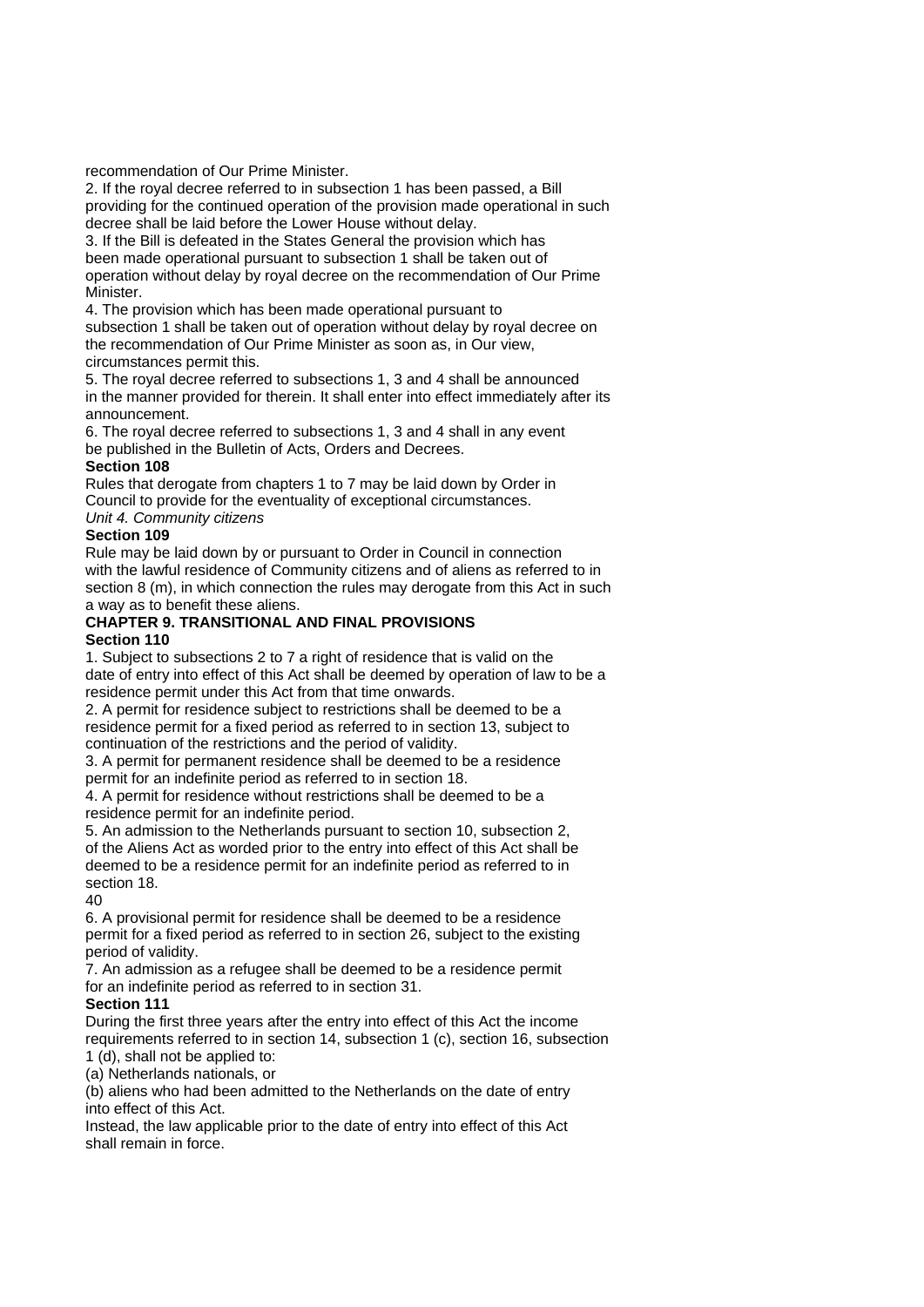recommendation of Our Prime Minister.

2. If the royal decree referred to in subsection 1 has been passed, a Bill providing for the continued operation of the provision made operational in such decree shall be laid before the Lower House without delay.

3. If the Bill is defeated in the States General the provision which has been made operational pursuant to subsection 1 shall be taken out of operation without delay by royal decree on the recommendation of Our Prime Minister.

4. The provision which has been made operational pursuant to subsection 1 shall be taken out of operation without delay by royal decree on the recommendation of Our Prime Minister as soon as, in Our view, circumstances permit this.

5. The royal decree referred to subsections 1, 3 and 4 shall be announced in the manner provided for therein. It shall enter into effect immediately after its announcement.

6. The royal decree referred to subsections 1, 3 and 4 shall in any event be published in the Bulletin of Acts, Orders and Decrees.

**Section 108**

Rules that derogate from chapters 1 to 7 may be laid down by Order in Council to provide for the eventuality of exceptional circumstances.

*Unit 4. Community citizens*

**Section 109**

Rule may be laid down by or pursuant to Order in Council in connection with the lawful residence of Community citizens and of aliens as referred to in section 8 (m), in which connection the rules may derogate from this Act in such a way as to benefit these aliens.

## CHAPTER 9. TRANSITIONAL AND FINAL PROVISIONS

**Section 110**

1. Subject to subsections 2 to 7 a right of residence that is valid on the date of entry into effect of this Act shall be deemed by operation of law to be a residence permit under this Act from that time onwards.

2. A permit for residence subject to restrictions shall be deemed to be a residence permit for a fixed period as referred to in section 13, subject to continuation of the restrictions and the period of validity.

3. A permit for permanent residence shall be deemed to be a residence permit for an indefinite period as referred to in section 18.

4. A permit for residence without restrictions shall be deemed to be a residence permit for an indefinite period.

5. An admission to the Netherlands pursuant to section 10, subsection 2, of the Aliens Act as worded prior to the entry into effect of this Act shall be deemed to be a residence permit for an indefinite period as referred to in section 18.

6. A provisional permit for residence shall be deemed to be a residence permit for a fixed period as referred to in section 26, subject to the existing period of validity.

7. An admission as a refugee shall be deemed to be a residence permit for an indefinite period as referred to in section 31.

**Section 111**

During the first three years after the entry into effect of this Act the income requirements referred to in section 14, subsection 1 (c), section 16, subsection 1 (d), shall not be applied to:

(a) Netherlands nationals, or

(b) aliens who had been admitted to the Netherlands on the date of entry into effect of this Act.

Instead, the law applicable prior to the date of entry into effect of this Act shall remain in force.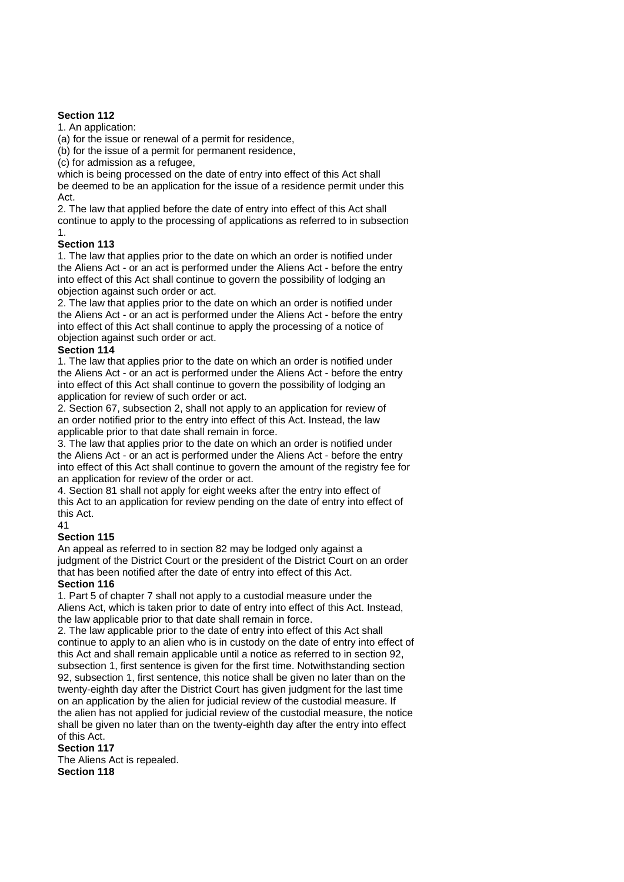**Section 112**

1. An application:
(a) for the issue or renewal of a permit for residence,
(b) for the issue of a permit for permanent residence,
(c) for admission as a refugee,
which is being processed on the date of entry into effect of this Act shall be deemed to be an application for the issue of a residence permit under this Act.

2. The law that applied before the date of entry into effect of this Act shall continue to apply to the processing of applications as referred to in subsection 1.

**Section 113**

1. The law that applies prior to the date on which an order is notified under the Aliens Act - or an act is performed under the Aliens Act - before the entry into effect of this Act shall continue to govern the possibility of lodging an objection against such order or act.

2. The law that applies prior to the date on which an order is notified under the Aliens Act - or an act is performed under the Aliens Act - before the entry into effect of this Act shall continue to apply the processing of a notice of objection against such order or act.

**Section 114**

1. The law that applies prior to the date on which an order is notified under the Aliens Act - or an act is performed under the Aliens Act - before the entry into effect of this Act shall continue to govern the possibility of lodging an application for review of such order or act.

2. Section 67, subsection 2, shall not apply to an application for review of an order notified prior to the entry into effect of this Act. Instead, the law applicable prior to that date shall remain in force.

3. The law that applies prior to the date on which an order is notified under the Aliens Act - or an act is performed under the Aliens Act - before the entry into effect of this Act shall continue to govern the amount of the registry fee for an application for review of the order or act.

4. Section 81 shall not apply for eight weeks after the entry into effect of this Act to an application for review pending on the date of entry into effect of this Act.

**Section 115**

An appeal as referred to in section 82 may be lodged only against a judgment of the District Court or the president of the District Court on an order that has been notified after the date of entry into effect of this Act.

**Section 116**

1. Part 5 of chapter 7 shall not apply to a custodial measure under the Aliens Act, which is taken prior to date of entry into effect of this Act. Instead, the law applicable prior to that date shall remain in force.

2. The law applicable prior to the date of entry into effect of this Act shall continue to apply to an alien who is in custody on the date of entry into effect of this Act and shall remain applicable until a notice as referred to in section 92, subsection 1, first sentence is given for the first time. Notwithstanding section 92, subsection 1, first sentence, this notice shall be given no later than on the twenty-eighth day after the District Court has given judgment for the last time on an application by the alien for judicial review of the custodial measure. If the alien has not applied for judicial review of the custodial measure, the notice shall be given no later than on the twenty-eighth day after the entry into effect of this Act.

**Section 117**

The Aliens Act is repealed.

**Section 118**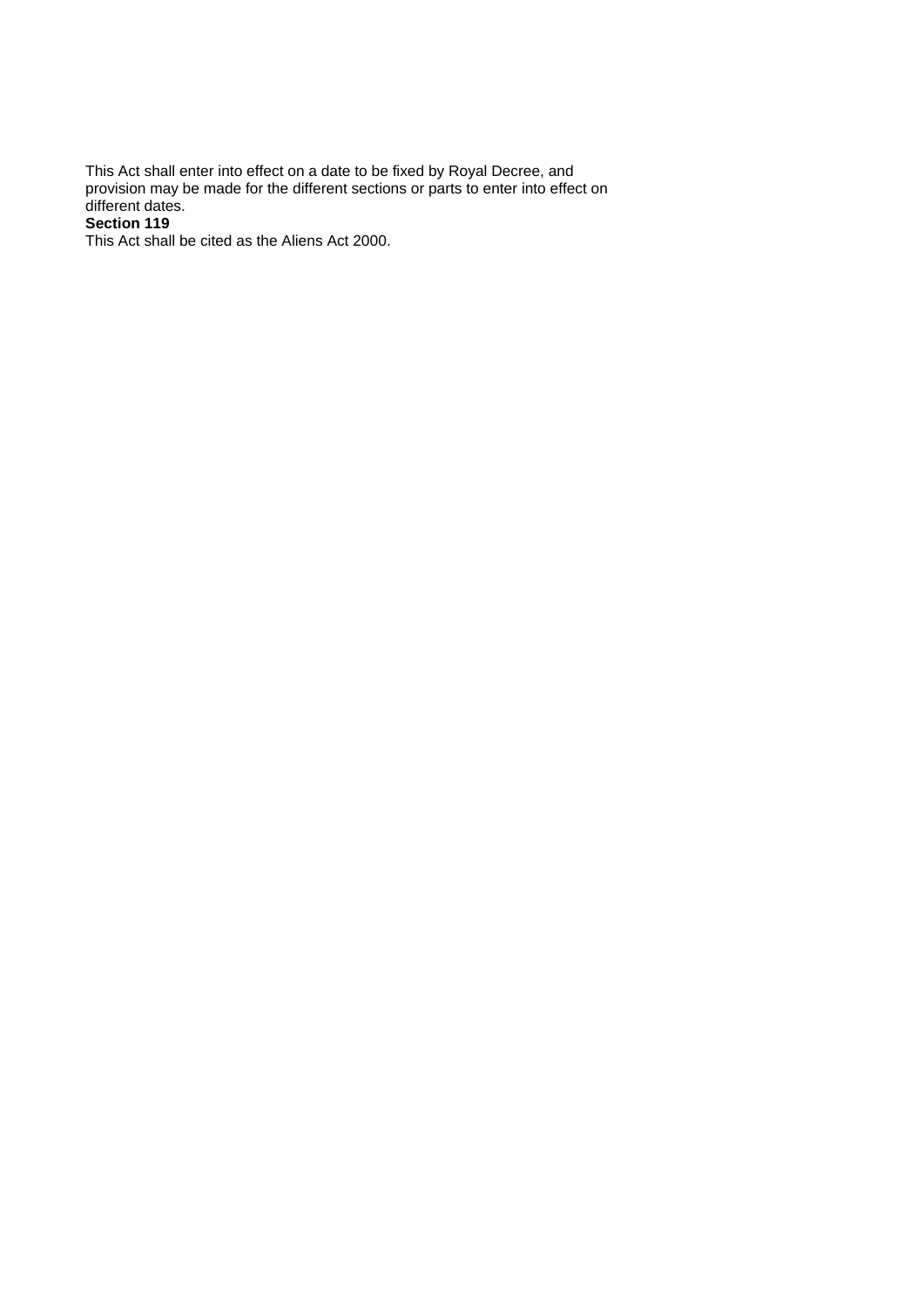This Act shall enter into effect on a date to be fixed by Royal Decree, and provision may be made for the different sections or parts to enter into effect on different dates.

**Section 119**

This Act shall be cited as the Aliens Act 2000.